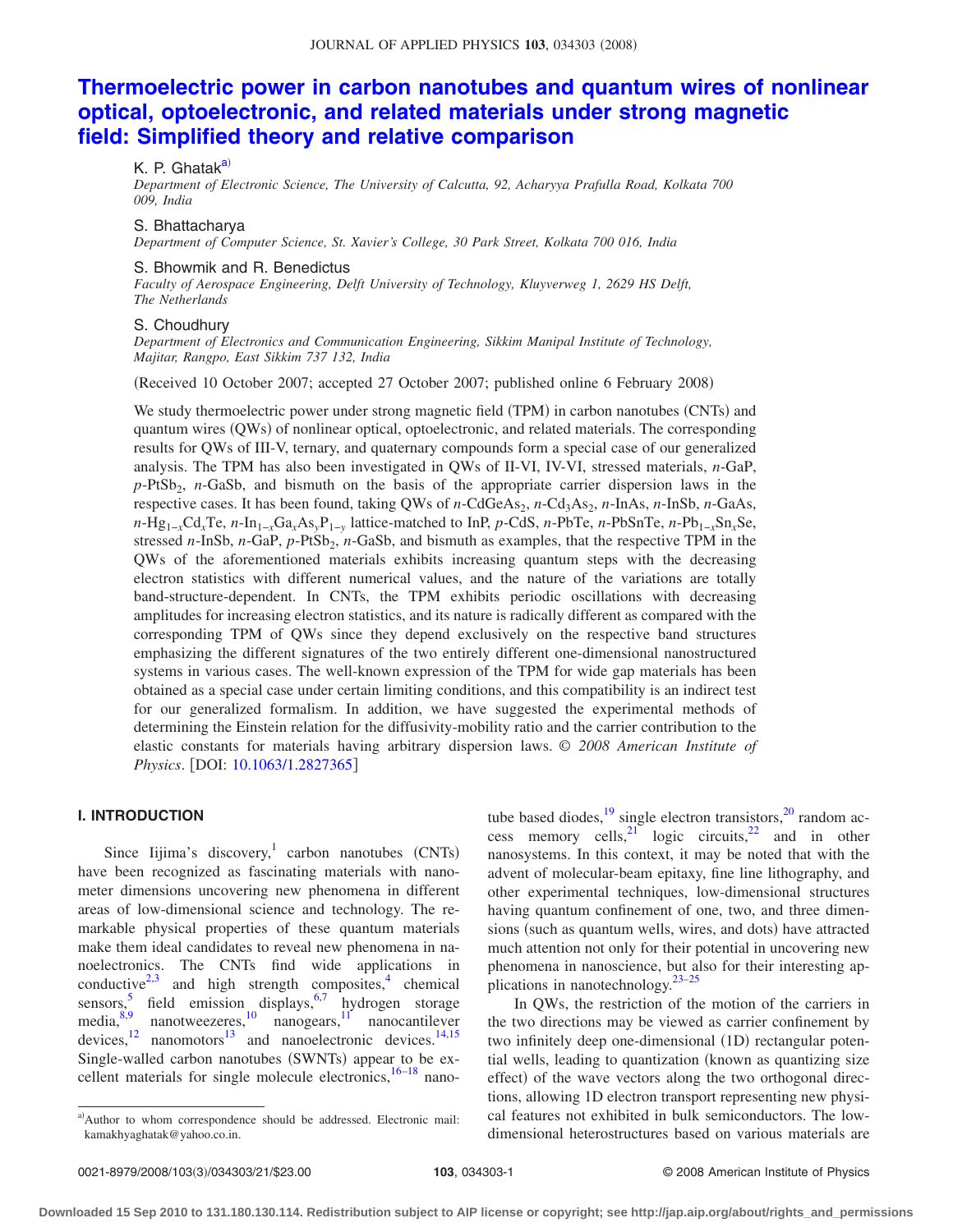# Thermoelectric power in carbon nanotubes and quantum wires of nonlinear optical, optoelectronic, and related materials under strong magnetic field: Simplified theory and relative comparison

K. P. Ghatak[a]
*Department of Electronic Science, The University of Calcutta, 92, Acharyya Prafulla Road, Kolkata 700 009, India*

S. Bhattacharya
*Department of Computer Science, St. Xavier's College, 30 Park Street, Kolkata 700 016, India*

S. Bhowmik and R. Benedictus
*Faculty of Aerospace Engineering, Delft University of Technology, Kluyverweg 1, 2629 HS Delft, The Netherlands*

S. Choudhury
*Department of Electronics and Communication Engineering, Sikkim Manipal Institute of Technology, Majitar, Rangpo, East Sikkim 737 132, India*

(Received 10 October 2007; accepted 27 October 2007; published online 6 February 2008)

We study thermoelectric power under strong magnetic field (TPM) in carbon nanotubes (CNTs) and quantum wires (QWs) of nonlinear optical, optoelectronic, and related materials. The corresponding results for QWs of III-V, ternary, and quaternary compounds form a special case of our generalized analysis. The TPM has also been investigated in QWs of II-VI, IV-VI, stressed materials, *n*-GaP, *p*-$PtSb_2$, *n*-GaSb, and bismuth on the basis of the appropriate carrier dispersion laws in the respective cases. It has been found, taking QWs of *n*-$CdGeAs_2$, *n*-$Cd_3As_2$, *n*-InAs, *n*-InSb, *n*-GaAs, *n*-$Hg_{1-x}Cd_xTe$, *n*-$In_{1-x}Ga_xAs_yP_{1-y}$ lattice-matched to InP, *p*-CdS, *n*-PbTe, *n*-PbSnTe, *n*-$Pb_{1-x}Sn_xSe$, stressed *n*-InSb, *n*-GaP, *p*-$PtSb_2$, *n*-GaSb, and bismuth as examples, that the respective TPM in the QWs of the aforementioned materials exhibits increasing quantum steps with the decreasing electron statistics with different numerical values, and the nature of the variations are totally band-structure-dependent. In CNTs, the TPM exhibits periodic oscillations with decreasing amplitudes for increasing electron statistics, and its nature is radically different as compared with the corresponding TPM of QWs since they depend exclusively on the respective band structures emphasizing the different signatures of the two entirely different one-dimensional nanostructured systems in various cases. The well-known expression of the TPM for wide gap materials has been obtained as a special case under certain limiting conditions, and this compatibility is an indirect test for our generalized formalism. In addition, we have suggested the experimental methods of determining the Einstein relation for the diffusivity-mobility ratio and the carrier contribution to the elastic constants for materials having arbitrary dispersion laws. © *2008 American Institute of Physics*. [DOI: 10.1063/1.2827365]

## I. INTRODUCTION

Since Iijima's discovery,[1] carbon nanotubes (CNTs) have been recognized as fascinating materials with nanometer dimensions uncovering new phenomena in different areas of low-dimensional science and technology. The remarkable physical properties of these quantum materials make them ideal candidates to reveal new phenomena in nanoelectronics. The CNTs find wide applications in conductive[2,3] and high strength composites,[4] chemical sensors,[5] field emission displays,[6,7] hydrogen storage media,[8,9] nanotweezeres,[10] nanogears,[11] nanocantilever devices,[12] nanomotors[13] and nanoelectronic devices.[14,15] Single-walled carbon nanotubes (SWNTs) appear to be excellent materials for single molecule electronics,[16–18] nanotube based diodes,[19] single electron transistors,[20] random access memory cells,[21] logic circuits,[22] and in other nanosystems. In this context, it may be noted that with the advent of molecular-beam epitaxy, fine line lithography, and other experimental techniques, low-dimensional structures having quantum confinement of one, two, and three dimensions (such as quantum wells, wires, and dots) have attracted much attention not only for their potential in uncovering new phenomena in nanoscience, but also for their interesting applications in nanotechnology.[23–25]

In QWs, the restriction of the motion of the carriers in the two directions may be viewed as carrier confinement by two infinitely deep one-dimensional (1D) rectangular potential wells, leading to quantization (known as quantizing size effect) of the wave vectors along the two orthogonal directions, allowing 1D electron transport representing new physical features not exhibited in bulk semiconductors. The low-dimensional heterostructures based on various materials are

[a]Author to whom correspondence should be addressed. Electronic mail: kamakhyaghatak@yahoo.co.in.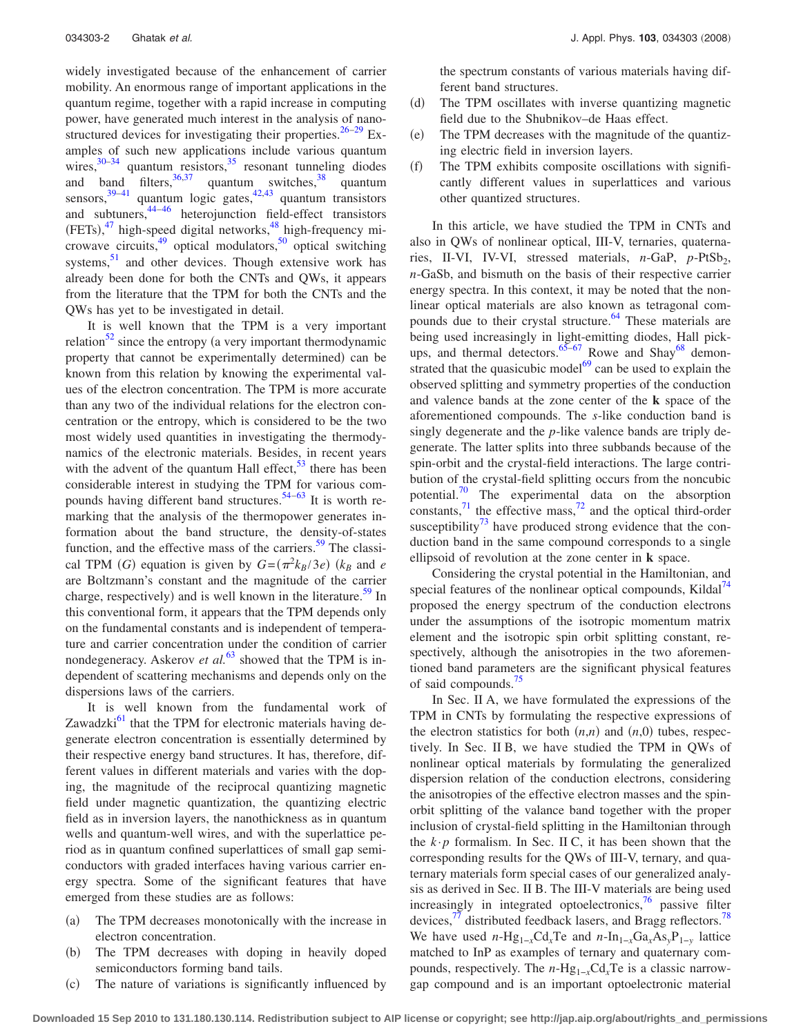widely investigated because of the enhancement of carrier mobility. An enormous range of important applications in the quantum regime, together with a rapid increase in computing power, have generated much interest in the analysis of nanostructured devices for investigating their properties.[26–29] Examples of such new applications include various quantum wires,[30–34] quantum resistors,[35] resonant tunneling diodes and band filters,[36,37] quantum switches,[38] quantum sensors,[39–41] quantum logic gates,[42,43] quantum transistors and subtuners,[44–46] heterojunction field-effect transistors (FETs),[47] high-speed digital networks,[48] high-frequency microwave circuits,[49] optical modulators,[50] optical switching systems,[51] and other devices. Though extensive work has already been done for both the CNTs and QWs, it appears from the literature that the TPM for both the CNTs and the QWs has yet to be investigated in detail.

It is well known that the TPM is a very important relation[52] since the entropy (a very important thermodynamic property that cannot be experimentally determined) can be known from this relation by knowing the experimental values of the electron concentration. The TPM is more accurate than any two of the individual relations for the electron concentration or the entropy, which is considered to be the two most widely used quantities in investigating the thermodynamics of the electronic materials. Besides, in recent years with the advent of the quantum Hall effect,[53] there has been considerable interest in studying the TPM for various compounds having different band structures.[54–63] It is worth remarking that the analysis of the thermopower generates information about the band structure, the density-of-states function, and the effective mass of the carriers.[59] The classical TPM $(G)$ equation is given by $G=(\pi^2 k_B/3e)$ ($k_B$ and $e$ are Boltzmann's constant and the magnitude of the carrier charge, respectively) and is well known in the literature.[59] In this conventional form, it appears that the TPM depends only on the fundamental constants and is independent of temperature and carrier concentration under the condition of carrier nondegeneracy. Askerov *et al.*[63] showed that the TPM is independent of scattering mechanisms and depends only on the dispersions laws of the carriers.

It is well known from the fundamental work of Zawadzki[61] that the TPM for electronic materials having degenerate electron concentration is essentially determined by their respective energy band structures. It has, therefore, different values in different materials and varies with the doping, the magnitude of the reciprocal quantizing magnetic field under magnetic quantization, the quantizing electric field as in inversion layers, the nanothickness as in quantum wells and quantum-well wires, and with the superlattice period as in quantum confined superlattices of small gap semiconductors with graded interfaces having various carrier energy spectra. Some of the significant features that have emerged from these studies are as follows:

(a) The TPM decreases monotonically with the increase in electron concentration.
(b) The TPM decreases with doping in heavily doped semiconductors forming band tails.
(c) The nature of variations is significantly influenced by the spectrum constants of various materials having different band structures.
(d) The TPM oscillates with inverse quantizing magnetic field due to the Shubnikov–de Haas effect.
(e) The TPM decreases with the magnitude of the quantizing electric field in inversion layers.
(f) The TPM exhibits composite oscillations with significantly different values in superlattices and various other quantized structures.

In this article, we have studied the TPM in CNTs and also in QWs of nonlinear optical, III-V, ternaries, quaternaries, II-VI, IV-VI, stressed materials, $n$-GaP, $p$-$PtSb_2$, $n$-GaSb, and bismuth on the basis of their respective carrier energy spectra. In this context, it may be noted that the nonlinear optical materials are also known as tetragonal compounds due to their crystal structure.[64] These materials are being used increasingly in light-emitting diodes, Hall pickups, and thermal detectors.[65–67] Rowe and Shay[68] demonstrated that the quasicubic model[69] can be used to explain the observed splitting and symmetry properties of the conduction and valence bands at the zone center of the **k** space of the aforementioned compounds. The $s$-like conduction band is singly degenerate and the $p$-like valence bands are triply degenerate. The latter splits into three subbands because of the spin-orbit and the crystal-field interactions. The large contribution of the crystal-field splitting occurs from the noncubic potential.[70] The experimental data on the absorption constants,[71] the effective mass,[72] and the optical third-order susceptibility[73] have produced strong evidence that the conduction band in the same compound corresponds to a single ellipsoid of revolution at the zone center in **k** space.

Considering the crystal potential in the Hamiltonian, and special features of the nonlinear optical compounds, Kildal[74] proposed the energy spectrum of the conduction electrons under the assumptions of the isotropic momentum matrix element and the isotropic spin orbit splitting constant, respectively, although the anisotropies in the two aforementioned band parameters are the significant physical features of said compounds.[75]

In Sec. II A, we have formulated the expressions of the TPM in CNTs by formulating the respective expressions of the electron statistics for both $(n,n)$ and $(n,0)$ tubes, respectively. In Sec. II B, we have studied the TPM in QWs of nonlinear optical materials by formulating the generalized dispersion relation of the conduction electrons, considering the anisotropies of the effective electron masses and the spin-orbit splitting of the valance band together with the proper inclusion of crystal-field splitting in the Hamiltonian through the $k\cdot p$ formalism. In Sec. II C, it has been shown that the corresponding results for the QWs of III-V, ternary, and quaternary materials form special cases of our generalized analysis as derived in Sec. II B. The III-V materials are being used increasingly in integrated optoelectronics,[76] passive filter devices,[77] distributed feedback lasers, and Bragg reflectors.[78] We have used $n$-$Hg_{1-x}Cd_xTe$ and $n$-$In_{1-x}Ga_xAs_yP_{1-y}$ lattice matched to InP as examples of ternary and quaternary compounds, respectively. The $n$-$Hg_{1-x}Cd_xTe$ is a classic narrow-gap compound and is an important optoelectronic material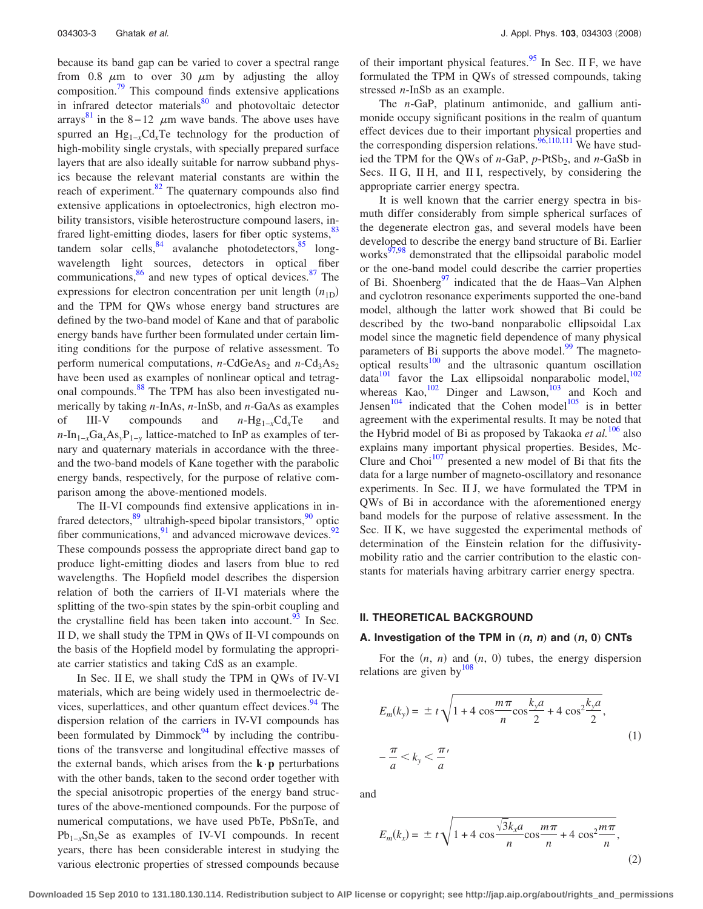because its band gap can be varied to cover a spectral range from 0.8 $\mu$m to over 30 $\mu$m by adjusting the alloy composition.[79] This compound finds extensive applications in infrared detector materials[80] and photovoltaic detector arrays[81] in the 8–12 $\mu$m wave bands. The above uses have spurred an $Hg_{1-x}Cd_xTe$ technology for the production of high-mobility single crystals, with specially prepared surface layers that are also ideally suitable for narrow subband physics because the relevant material constants are within the reach of experiment.[82] The quaternary compounds also find extensive applications in optoelectronics, high electron mobility transistors, visible heterostructure compound lasers, infrared light-emitting diodes, lasers for fiber optic systems,[83] tandem solar cells,[84] avalanche photodetectors,[85] long-wavelength light sources, detectors in optical fiber communications,[86] and new types of optical devices.[87] The expressions for electron concentration per unit length ($n_{1D}$) and the TPM for QWs whose energy band structures are defined by the two-band model of Kane and that of parabolic energy bands have further been formulated under certain limiting conditions for the purpose of relative assessment. To perform numerical computations, $n$-$CdGeAs_2$ and $n$-$Cd_3As_2$ have been used as examples of nonlinear optical and tetragonal compounds.[88] The TPM has also been investigated numerically by taking $n$-InAs, $n$-InSb, and $n$-GaAs as examples of III-V compounds and $n$-$Hg_{1-x}Cd_xTe$ and $n$-$In_{1-x}Ga_xAs_yP_{1-y}$ lattice-matched to InP as examples of ternary and quaternary materials in accordance with the three- and the two-band models of Kane together with the parabolic energy bands, respectively, for the purpose of relative comparison among the above-mentioned models.

The II-VI compounds find extensive applications in infrared detectors,[89] ultrahigh-speed bipolar transistors,[90] optic fiber communications,[91] and advanced microwave devices.[92] These compounds possess the appropriate direct band gap to produce light-emitting diodes and lasers from blue to red wavelengths. The Hopfield model describes the dispersion relation of both the carriers of II-VI materials where the splitting of the two-spin states by the spin-orbit coupling and the crystalline field has been taken into account.[93] In Sec. II D, we shall study the TPM in QWs of II-VI compounds on the basis of the Hopfield model by formulating the appropriate carrier statistics and taking CdS as an example.

In Sec. II E, we shall study the TPM in QWs of IV-VI materials, which are being widely used in thermoelectric devices, superlattices, and other quantum effect devices.[94] The dispersion relation of the carriers in IV-VI compounds has been formulated by Dimmock[94] by including the contributions of the transverse and longitudinal effective masses of the external bands, which arises from the $\mathbf{k}\cdot\mathbf{p}$ perturbations with the other bands, taken to the second order together with the special anisotropic properties of the energy band structures of the above-mentioned compounds. For the purpose of numerical computations, we have used PbTe, PbSnTe, and $Pb_{1-x}Sn_xSe$ as examples of IV-VI compounds. In recent years, there has been considerable interest in studying the various electronic properties of stressed compounds because of their important physical features.[95] In Sec. II F, we have formulated the TPM in QWs of stressed compounds, taking stressed $n$-InSb as an example.

The $n$-GaP, platinum antimonide, and gallium antimonide occupy significant positions in the realm of quantum effect devices due to their important physical properties and the corresponding dispersion relations.[96,110,111] We have studied the TPM for the QWs of $n$-GaP, $p$-$PtSb_2$, and $n$-GaSb in Secs. II G, II H, and II I, respectively, by considering the appropriate carrier energy spectra.

It is well known that the carrier energy spectra in bismuth differ considerably from simple spherical surfaces of the degenerate electron gas, and several models have been developed to describe the energy band structure of Bi. Earlier works[97,98] demonstrated that the ellipsoidal parabolic model or the one-band model could describe the carrier properties of Bi. Shoenberg[97] indicated that the de Haas–Van Alphen and cyclotron resonance experiments supported the one-band model, although the latter work showed that Bi could be described by the two-band nonparabolic ellipsoidal Lax model since the magnetic field dependence of many physical parameters of Bi supports the above model.[99] The magneto-optical results[100] and the ultrasonic quantum oscillation data[101] favor the Lax ellipsoidal nonparabolic model,[102] whereas Kao,[102] Dinger and Lawson,[103] and Koch and Jensen[104] indicated that the Cohen model[105] is in better agreement with the experimental results. It may be noted that the Hybrid model of Bi as proposed by Takaoka *et al.*[106] also explains many important physical properties. Besides, McClure and Choi[107] presented a new model of Bi that fits the data for a large number of magneto-oscillatory and resonance experiments. In Sec. II J, we have formulated the TPM in QWs of Bi in accordance with the aforementioned energy band models for the purpose of relative assessment. In the Sec. II K, we have suggested the experimental methods of determination of the Einstein relation for the diffusivity-mobility ratio and the carrier contribution to the elastic constants for materials having arbitrary carrier energy spectra.

## II. THEORETICAL BACKGROUND

### A. Investigation of the TPM in ($n$, $n$) and ($n$, 0) CNTs

For the ($n$, $n$) and ($n$, 0) tubes, the energy dispersion relations are given by[108]

$$E_m(k_y) = \pm t\sqrt{1 + 4\cos\frac{m\pi}{n}\cos\frac{k_y a}{2} + 4\cos^2\frac{k_y a}{2}}, \qquad -\frac{\pi}{a} < k_y < \frac{\pi}{a}, \tag{1}$$

and

$$E_m(k_x) = \pm t\sqrt{1 + 4\cos\frac{\sqrt{3}k_x a}{n}\cos\frac{m\pi}{n} + 4\cos^2\frac{m\pi}{n}}, \tag{2}$$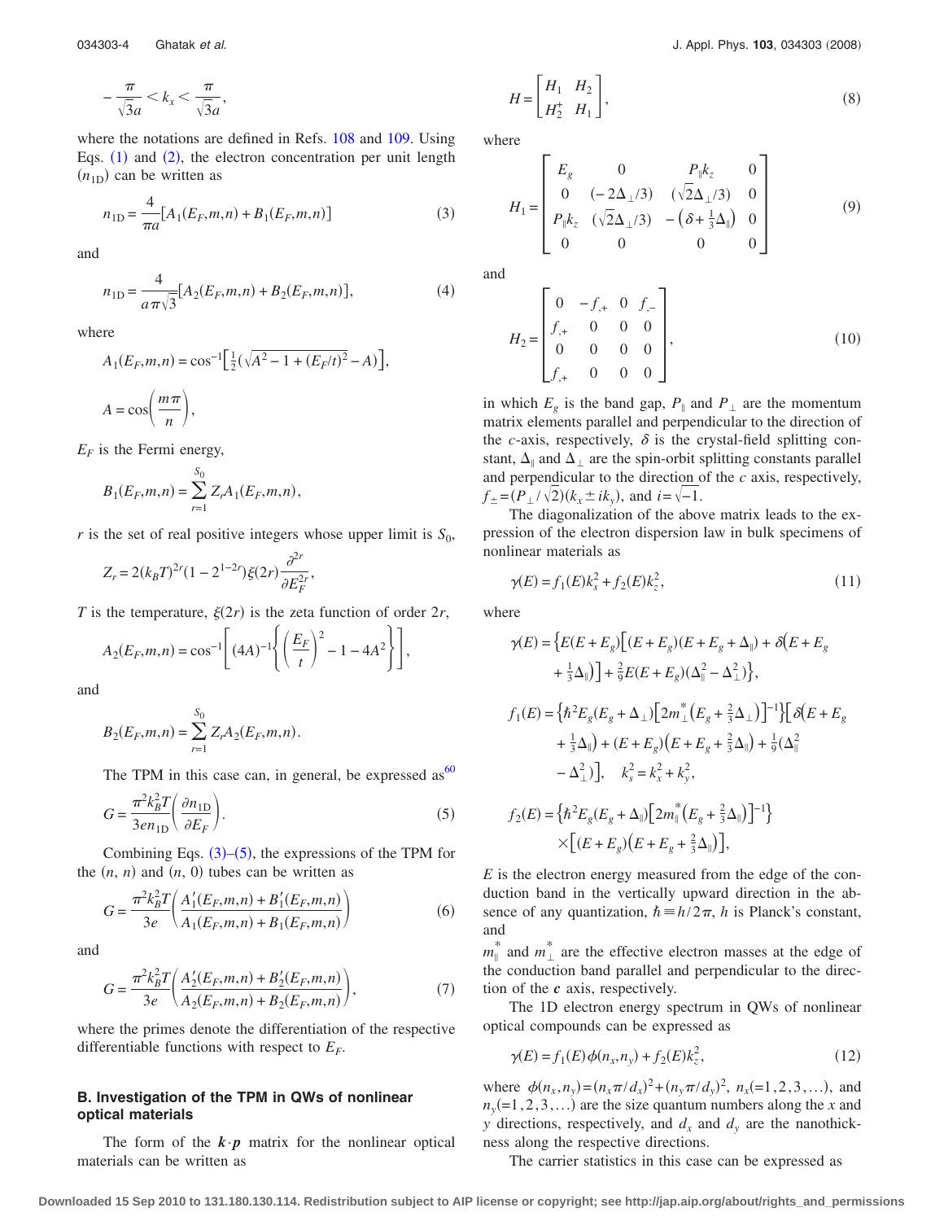$$-\frac{\pi}{\sqrt{3}a} < k_x < \frac{\pi}{\sqrt{3}a},$$

where the notations are defined in Refs. 108 and 109. Using Eqs. (1) and (2), the electron concentration per unit length ($n_{1D}$) can be written as

$$n_{1D} = \frac{4}{\pi a}[A_1(E_F,m,n) + B_1(E_F,m,n)] \tag{3}$$

and

$$n_{1D} = \frac{4}{a\pi\sqrt{3}}[A_2(E_F,m,n) + B_2(E_F,m,n)], \tag{4}$$

where

$$A_1(E_F,m,n) = \cos^{-1}\left[\tfrac{1}{2}\left(\sqrt{A^2 - 1 + (E_F/t)^2} - A\right)\right],$$

$$A = \cos\left(\frac{m\pi}{n}\right),$$

$E_F$ is the Fermi energy,

$$B_1(E_F,m,n) = \sum_{r=1}^{S_0} Z_r A_1(E_F,m,n),$$

$r$ is the set of real positive integers whose upper limit is $S_0$,

$$Z_r = 2(k_B T)^{2r}(1 - 2^{1-2r})\xi(2r)\frac{\partial^{2r}}{\partial E_F^{2r}},$$

$T$ is the temperature, $\xi(2r)$ is the zeta function of order $2r$,

$$A_2(E_F,m,n) = \cos^{-1}\left[(4A)^{-1}\left\{\left(\frac{E_F}{t}\right)^2 - 1 - 4A^2\right\}\right],$$

and

$$B_2(E_F,m,n) = \sum_{r=1}^{S_0} Z_r A_2(E_F,m,n).$$

The TPM in this case can, in general, be expressed as[60]

$$G = \frac{\pi^2 k_B^2 T}{3 e n_{1D}}\left(\frac{\partial n_{1D}}{\partial E_F}\right). \tag{5}$$

Combining Eqs. (3)–(5), the expressions of the TPM for the $(n, n)$ and $(n, 0)$ tubes can be written as

$$G = \frac{\pi^2 k_B^2 T}{3e}\left(\frac{A_1'(E_F,m,n) + B_1'(E_F,m,n)}{A_1(E_F,m,n) + B_1(E_F,m,n)}\right) \tag{6}$$

and

$$G = \frac{\pi^2 k_B^2 T}{3e}\left(\frac{A_2'(E_F,m,n) + B_2'(E_F,m,n)}{A_2(E_F,m,n) + B_2(E_F,m,n)}\right), \tag{7}$$

where the primes denote the differentiation of the respective differentiable functions with respect to $E_F$.

### B. Investigation of the TPM in QWs of nonlinear optical materials

The form of the $\boldsymbol{k}\cdot\boldsymbol{p}$ matrix for the nonlinear optical materials can be written as

$$H = \begin{bmatrix} H_1 & H_2 \\ H_2^+ & H_1 \end{bmatrix}, \tag{8}$$

where

$$H_1 = \begin{bmatrix} E_g & 0 & P_\parallel k_z & 0 \\ 0 & (-2\Delta_\perp/3) & (\sqrt{2}\Delta_\perp/3) & 0 \\ P_\parallel k_z & (\sqrt{2}\Delta_\perp/3) & -\left(\delta + \frac{1}{3}\Delta_\parallel\right) & 0 \\ 0 & 0 & 0 & 0 \end{bmatrix} \tag{9}$$

and

$$H_2 = \begin{bmatrix} 0 & -f_{,+} & 0 & f_{,-} \\ f_{,+} & 0 & 0 & 0 \\ 0 & 0 & 0 & 0 \\ f_{,+} & 0 & 0 & 0 \end{bmatrix}, \tag{10}$$

in which $E_g$ is the band gap, $P_\parallel$ and $P_\perp$ are the momentum matrix elements parallel and perpendicular to the direction of the $c$-axis, respectively, $\delta$ is the crystal-field splitting constant, $\Delta_\parallel$ and $\Delta_\perp$ are the spin-orbit splitting constants parallel and perpendicular to the direction of the $c$ axis, respectively, $f_\pm = (P_\perp/\sqrt{2})(k_x \pm ik_y)$, and $i = \sqrt{-1}$.

The diagonalization of the above matrix leads to the expression of the electron dispersion law in bulk specimens of nonlinear materials as

$$\gamma(E) = f_1(E)k_s^2 + f_2(E)k_z^2, \tag{11}$$

where

$$\gamma(E) = \left\{E(E+E_g)\left[(E+E_g)(E+E_g+\Delta_\parallel) + \delta\left(E+E_g + \tfrac{1}{3}\Delta_\parallel\right)\right] + \tfrac{2}{9}E(E+E_g)(\Delta_\parallel^2 - \Delta_\perp^2)\right\},$$

$$f_1(E) = \left\{\hbar^2 E_g(E_g+\Delta_\perp)\left[2m_\perp^*\left(E_g + \tfrac{2}{3}\Delta_\perp\right)\right]^{-1}\right\}\left[\delta\left(E+E_g + \tfrac{1}{3}\Delta_\parallel\right) + (E+E_g)\left(E+E_g+\tfrac{2}{3}\Delta_\parallel\right) + \tfrac{1}{9}(\Delta_\parallel^2 - \Delta_\perp^2)\right], \quad k_s^2 = k_x^2 + k_y^2,$$

$$f_2(E) = \left\{\hbar^2 E_g(E_g+\Delta_\parallel)\left[2m_\parallel^*\left(E_g+\tfrac{2}{3}\Delta_\parallel\right)\right]^{-1}\right\} \times\left[(E+E_g)\left(E+E_g+\tfrac{2}{3}\Delta_\parallel\right)\right],$$

$E$ is the electron energy measured from the edge of the conduction band in the vertically upward direction in the absence of any quantization, $\hbar \equiv h/2\pi$, $h$ is Planck's constant, and

$m_\parallel^*$ and $m_\perp^*$ are the effective electron masses at the edge of the conduction band parallel and perpendicular to the direction of the $\boldsymbol{c}$ axis, respectively.

The 1D electron energy spectrum in QWs of nonlinear optical compounds can be expressed as

$$\gamma(E) = f_1(E)\phi(n_x,n_y) + f_2(E)k_z^2, \tag{12}$$

where $\phi(n_x,n_y) = (n_x\pi/d_x)^2 + (n_y\pi/d_y)^2$, $n_x(=1,2,3,\ldots)$, and $n_y(=1,2,3,\ldots)$ are the size quantum numbers along the $x$ and $y$ directions, respectively, and $d_x$ and $d_y$ are the nanothickness along the respective directions.

The carrier statistics in this case can be expressed as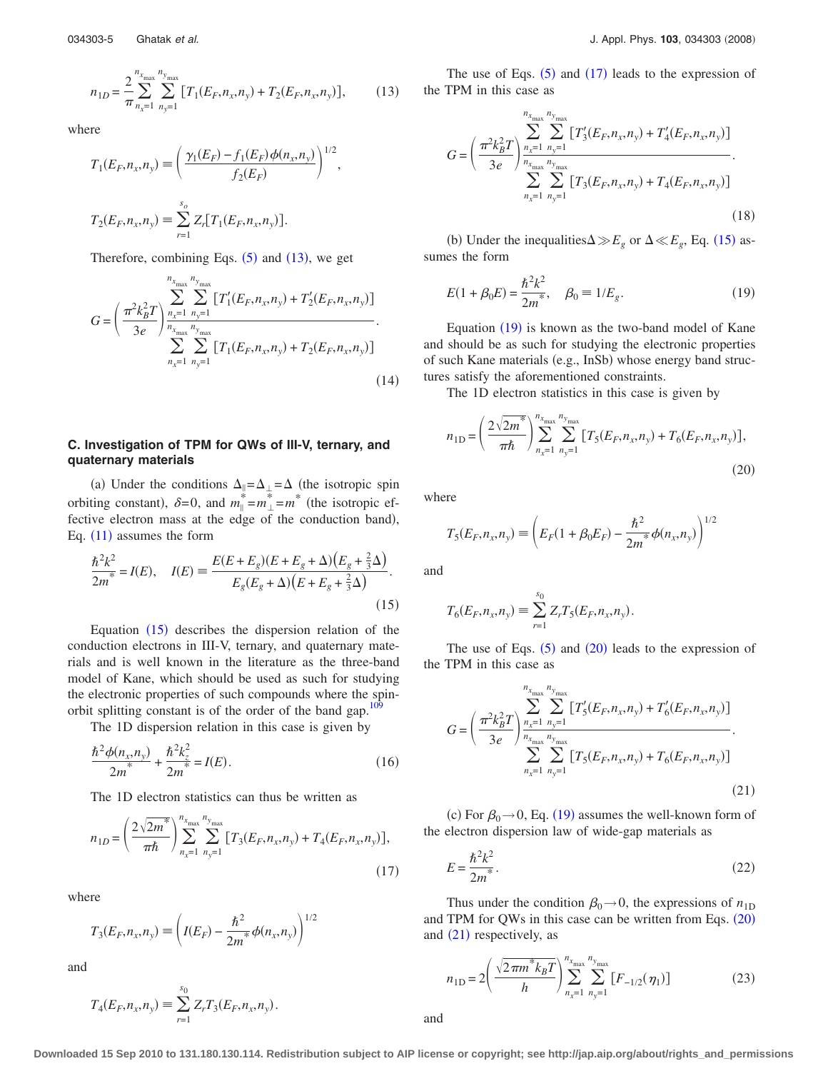$$n_{1D} = \frac{2}{\pi}\sum_{n_x=1}^{n_{x_{\max}}}\sum_{n_y=1}^{n_{y_{\max}}}[T_1(E_F,n_x,n_y) + T_2(E_F,n_x,n_y)], \tag{13}$$

where

$$T_1(E_F,n_x,n_y) \equiv \left(\frac{\gamma_1(E_F) - f_1(E_F)\phi(n_x,n_y)}{f_2(E_F)}\right)^{1/2},$$

$$T_2(E_F,n_x,n_y) \equiv \sum_{r=1}^{s_o} Z_r[T_1(E_F,n_x,n_y)].$$

Therefore, combining Eqs. (5) and (13), we get

$$G = \left(\frac{\pi^2 k_B^2 T}{3e}\right)\frac{\sum_{n_x=1}^{n_{x_{\max}}}\sum_{n_y=1}^{n_{y_{\max}}}[T_1'(E_F,n_x,n_y) + T_2'(E_F,n_x,n_y)]}{\sum_{n_x=1}^{n_{x_{\max}}}\sum_{n_y=1}^{n_{y_{\max}}}[T_1(E_F,n_x,n_y) + T_2(E_F,n_x,n_y)]}. \tag{14}$$

### C. Investigation of TPM for QWs of III-V, ternary, and quaternary materials

(a) Under the conditions $\Delta_{\parallel} = \Delta_{\perp} = \Delta$ (the isotropic spin orbiting constant), $\delta = 0$, and $m_{\parallel}^* = m_{\perp}^* = m^*$ (the isotropic effective electron mass at the edge of the conduction band), Eq. (11) assumes the form

$$\frac{\hbar^2 k^2}{2m^*} = I(E), \quad I(E) \equiv \frac{E(E+E_g)(E+E_g+\Delta)\left(E_g + \frac{2}{3}\Delta\right)}{E_g(E_g+\Delta)\left(E+E_g+\frac{2}{3}\Delta\right)}. \tag{15}$$

Equation (15) describes the dispersion relation of the conduction electrons in III-V, ternary, and quaternary materials and is well known in the literature as the three-band model of Kane, which should be used as such for studying the electronic properties of such compounds where the spin-orbit splitting constant is of the order of the band gap.[109]

The 1D dispersion relation in this case is given by

$$\frac{\hbar^2 \phi(n_x,n_y)}{2m^*} + \frac{\hbar^2 k_z^2}{2m^*} = I(E). \tag{16}$$

The 1D electron statistics can thus be written as

$$n_{1D} = \left(\frac{2\sqrt{2m^*}}{\pi\hbar}\right)\sum_{n_x=1}^{n_{x_{\max}}}\sum_{n_y=1}^{n_{y_{\max}}}[T_3(E_F,n_x,n_y) + T_4(E_F,n_x,n_y)], \tag{17}$$

where

$$T_3(E_F,n_x,n_y) \equiv \left(I(E_F) - \frac{\hbar^2}{2m^*}\phi(n_x,n_y)\right)^{1/2}$$

and

$$T_4(E_F,n_x,n_y) \equiv \sum_{r=1}^{s_0} Z_r T_3(E_F,n_x,n_y).$$

The use of Eqs. (5) and (17) leads to the expression of the TPM in this case as

$$G = \left(\frac{\pi^2 k_B^2 T}{3e}\right)\frac{\sum_{n_x=1}^{n_{x_{\max}}}\sum_{n_y=1}^{n_{y_{\max}}}[T_3'(E_F,n_x,n_y) + T_4'(E_F,n_x,n_y)]}{\sum_{n_x=1}^{n_{x_{\max}}}\sum_{n_y=1}^{n_{y_{\max}}}[T_3(E_F,n_x,n_y) + T_4(E_F,n_x,n_y)]}. \tag{18}$$

(b) Under the inequalities $\Delta \gg E_g$ or $\Delta \ll E_g$, Eq. (15) assumes the form

$$E(1+\beta_0 E) = \frac{\hbar^2 k^2}{2m^*}, \quad \beta_0 \equiv 1/E_g. \tag{19}$$

Equation (19) is known as the two-band model of Kane and should be as such for studying the electronic properties of such Kane materials (e.g., InSb) whose energy band structures satisfy the aforementioned constraints.

The 1D electron statistics in this case is given by

$$n_{1D} = \left(\frac{2\sqrt{2m^*}}{\pi\hbar}\right)\sum_{n_x=1}^{n_{x_{\max}}}\sum_{n_y=1}^{n_{y_{\max}}}[T_5(E_F,n_x,n_y) + T_6(E_F,n_x,n_y)], \tag{20}$$

where

$$T_5(E_F,n_x,n_y) \equiv \left(E_F(1+\beta_0 E_F) - \frac{\hbar^2}{2m^*}\phi(n_x,n_y)\right)^{1/2}$$

and

$$T_6(E_F,n_x,n_y) \equiv \sum_{r=1}^{s_0} Z_r T_5(E_F,n_x,n_y).$$

The use of Eqs. (5) and (20) leads to the expression of the TPM in this case as

$$G = \left(\frac{\pi^2 k_B^2 T}{3e}\right)\frac{\sum_{n_x=1}^{n_{x_{\max}}}\sum_{n_y=1}^{n_{y_{\max}}}[T_5'(E_F,n_x,n_y) + T_6'(E_F,n_x,n_y)]}{\sum_{n_x=1}^{n_{x_{\max}}}\sum_{n_y=1}^{n_{y_{\max}}}[T_5(E_F,n_x,n_y) + T_6(E_F,n_x,n_y)]}. \tag{21}$$

(c) For $\beta_0 \to 0$, Eq. (19) assumes the well-known form of the electron dispersion law of wide-gap materials as

$$E = \frac{\hbar^2 k^2}{2m^*}. \tag{22}$$

Thus under the condition $\beta_0 \to 0$, the expressions of $n_{1D}$ and TPM for QWs in this case can be written from Eqs. (20) and (21) respectively, as

$$n_{1D} = 2\left(\frac{\sqrt{2\pi m^* k_B T}}{h}\right)\sum_{n_x=1}^{n_{x_{\max}}}\sum_{n_y=1}^{n_{y_{\max}}}[F_{-1/2}(\eta_1)] \tag{23}$$

and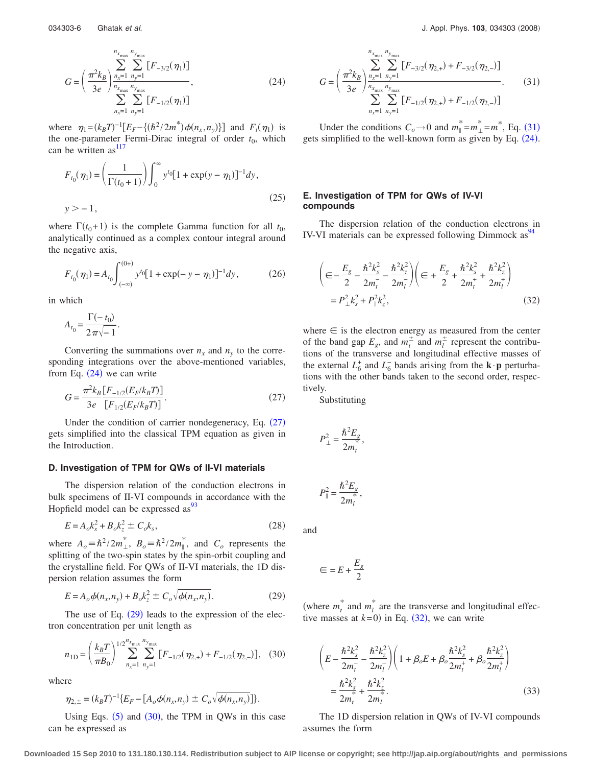$$G = \left(\frac{\pi^2 k_B}{3e}\right) \frac{\sum_{n_x=1}^{n_{x_{\max}}} \sum_{n_y=1}^{n_{y_{\max}}} [F_{-3/2}(\eta_1)]}{\sum_{n_x=1}^{n_{x_{\max}}} \sum_{n_y=1}^{n_{y_{\max}}} [F_{-1/2}(\eta_1)]}, \tag{24}$$

where $\eta_1 = (k_B T)^{-1}[E_F - \{(\hbar^2/2m^*)\phi(n_x,n_y)\}]$ and $F_t(\eta_1)$ is the one-parameter Fermi-Dirac integral of order $t_0$, which can be written as[117]

$$F_{t_0}(\eta_1) = \left(\frac{1}{\Gamma(t_0+1)}\right) \int_0^\infty y^{t_0}[1+\exp(y-\eta_1)]^{-1} dy, \tag{25}$$

$$y > -1,$$

where $\Gamma(t_0+1)$ is the complete Gamma function for all $t_0$, analytically continued as a complex contour integral around the negative axis,

$$F_{t_0}(\eta_1) = A_{t_0} \int_{(-\infty)}^{(0+)} y^{t_0}[1+\exp(-y-\eta_1)]^{-1} dy, \tag{26}$$

in which

$$A_{t_0} = \frac{\Gamma(-t_0)}{2\pi\sqrt{-1}}.$$

Converting the summations over $n_x$ and $n_y$ to the corresponding integrations over the above-mentioned variables, from Eq. (24) we can write

$$G = \frac{\pi^2 k_B}{3e} \frac{[F_{-1/2}(E_F/k_B T)]}{[F_{1/2}(E_F/k_B T)]}. \tag{27}$$

Under the condition of carrier nondegeneracy, Eq. (27) gets simplified into the classical TPM equation as given in the Introduction.

### D. Investigation of TPM for QWs of II-VI materials

The dispersion relation of the conduction electrons in bulk specimens of II-VI compounds in accordance with the Hopfield model can be expressed as[93]

$$E = A_o k_s^2 + B_o k_z^2 \pm C_o k_s, \tag{28}$$

where $A_o \equiv \hbar^2/2m_\perp^*$, $B_o \equiv \hbar^2/2m_\parallel^*$, and $C_o$ represents the splitting of the two-spin states by the spin-orbit coupling and the crystalline field. For QWs of II-VI materials, the 1D dispersion relation assumes the form

$$E = A_o \phi(n_x,n_y) + B_o k_z^2 \pm C_o \sqrt{\phi(n_x,n_y)}. \tag{29}$$

The use of Eq. (29) leads to the expression of the electron concentration per unit length as

$$n_{1D} = \left(\frac{k_B T}{\pi B_0}\right)^{1/2} \sum_{n_x=1}^{n_{x_{\max}}} \sum_{n_y=1}^{n_{y_{\max}}} [F_{-1/2}(\eta_{2,+}) + F_{-1/2}(\eta_{2,-})], \tag{30}$$

where

$$\eta_{2,\pm} = (k_B T)^{-1}\{E_F - [A_o \phi(n_x,n_y) \pm C_o \sqrt{\phi(n_x,n_y)}]\}.$$

Using Eqs. (5) and (30), the TPM in QWs in this case can be expressed as

$$G = \left(\frac{\pi^2 k_B}{3e}\right) \frac{\sum_{n_x=1}^{n_{x_{\max}}} \sum_{n_y=1}^{n_{y_{\max}}} [F_{-3/2}(\eta_{2,+}) + F_{-3/2}(\eta_{2,-})]}{\sum_{n_x=1}^{n_{x_{\max}}} \sum_{n_y=1}^{n_{y_{\max}}} [F_{-1/2}(\eta_{2,+}) + F_{-1/2}(\eta_{2,-})]}. \tag{31}$$

Under the conditions $C_o \to 0$ and $m_\parallel^* = m_\perp^* = m^*$, Eq. (31) gets simplified to the well-known form as given by Eq. (24).

### E. Investigation of TPM for QWs of IV-VI compounds

The dispersion relation of the conduction electrons in IV-VI materials can be expressed following Dimmock as[94]

$$\left(\in - \frac{E_g}{2} - \frac{\hbar^2 k_s^2}{2m_t^-} - \frac{\hbar^2 k_z^2}{2m_l^-}\right)\left(\in + \frac{E_g}{2} + \frac{\hbar^2 k_s^2}{2m_t^+} + \frac{\hbar^2 k_z^2}{2m_l^+}\right) = P_\perp^2 k_s^2 + P_\parallel^2 k_z^2, \tag{32}$$

where $\in$ is the electron energy as measured from the center of the band gap $E_g$, and $m_t^\pm$ and $m_l^\pm$ represent the contributions of the transverse and longitudinal effective masses of the external $L_6^+$ and $L_6^-$ bands arising from the $\mathbf{k}\cdot\mathbf{p}$ perturbations with the other bands taken to the second order, respectively.

Substituting

$$P_\perp^2 = \frac{\hbar^2 E_g}{2m_t^*},$$

$$P_\parallel^2 = \frac{\hbar^2 E_g}{2m_l^*},$$

and

$$\in = E + \frac{E_g}{2}$$

(where $m_t^*$ and $m_l^*$ are the transverse and longitudinal effective masses at $k=0$) in Eq. (32), we can write

$$\left(E - \frac{\hbar^2 k_s^2}{2m_t^-} - \frac{\hbar^2 k_z^2}{2m_l^-}\right)\left(1 + \beta_o E + \beta_o \frac{\hbar^2 k_s^2}{2m_t^+} + \beta_o \frac{\hbar^2 k_z^2}{2m_l^+}\right) = \frac{\hbar^2 k_s^2}{2m_t^*} + \frac{\hbar^2 k_z^2}{2m_l^*}. \tag{33}$$

The 1D dispersion relation in QWs of IV-VI compounds assumes the form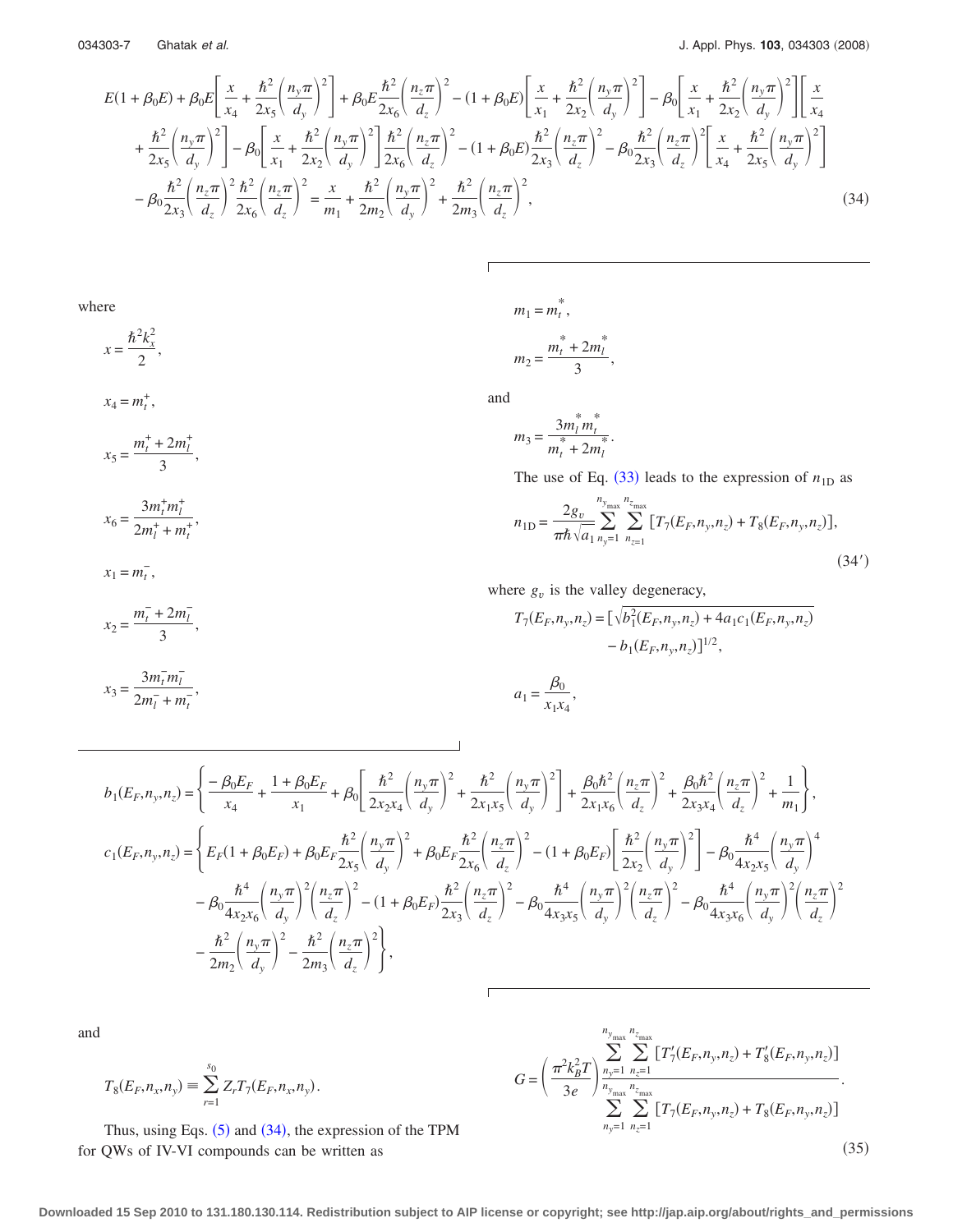$$E(1+\beta_0 E)+\beta_0 E\left[\frac{x}{x_4}+\frac{\hbar^2}{2x_5}\left(\frac{n_y\pi}{d_y}\right)^2\right]+\beta_0 E\frac{\hbar^2}{2x_6}\left(\frac{n_z\pi}{d_z}\right)^2-(1+\beta_0 E)\left[\frac{x}{x_1}+\frac{\hbar^2}{2x_2}\left(\frac{n_y\pi}{d_y}\right)^2\right]-\beta_0\left[\frac{x}{x_1}+\frac{\hbar^2}{2x_2}\left(\frac{n_y\pi}{d_y}\right)^2\right]\left[\frac{x}{x_4}+\frac{\hbar^2}{2x_5}\left(\frac{n_y\pi}{d_y}\right)^2\right]-\beta_0\left[\frac{x}{x_1}+\frac{\hbar^2}{2x_2}\left(\frac{n_y\pi}{d_y}\right)^2\right]\frac{\hbar^2}{2x_6}\left(\frac{n_z\pi}{d_z}\right)^2-(1+\beta_0 E)\frac{\hbar^2}{2x_3}\left(\frac{n_z\pi}{d_z}\right)^2-\beta_0\frac{\hbar^2}{2x_3}\left(\frac{n_z\pi}{d_z}\right)^2\left[\frac{x}{x_4}+\frac{\hbar^2}{2x_5}\left(\frac{n_y\pi}{d_y}\right)^2\right]-\beta_0\frac{\hbar^2}{2x_3}\left(\frac{n_z\pi}{d_z}\right)^2\frac{\hbar^2}{2x_6}\left(\frac{n_z\pi}{d_z}\right)^2=\frac{x}{m_1}+\frac{\hbar^2}{2m_2}\left(\frac{n_y\pi}{d_y}\right)^2+\frac{\hbar^2}{2m_3}\left(\frac{n_z\pi}{d_z}\right)^2, \tag{34}$$

where

$$x=\frac{\hbar^2k_x^2}{2},$$

$$x_4=m_t^+,$$

$$x_5=\frac{m_t^+ + 2m_l^+}{3},$$

$$x_6=\frac{3m_t^+m_l^+}{2m_l^+ + m_t^+},$$

$$x_1=m_t^-,$$

$$x_2=\frac{m_t^- + 2m_l^-}{3},$$

$$x_3=\frac{3m_t^-m_l^-}{2m_l^- + m_t^-},$$

$$m_1=m_t^*,$$

$$m_2=\frac{m_t^* + 2m_l^*}{3},$$

and

$$m_3=\frac{3m_l^*m_t^*}{m_t^* + 2m_l^*}.$$

The use of Eq. (33) leads to the expression of $n_{1D}$ as

$$n_{1D}=\frac{2g_v}{\pi\hbar\sqrt{a_1}}\sum_{n_y=1}^{n_{y_{\max}}}\sum_{n_z=1}^{n_{z_{\max}}}[T_7(E_F,n_y,n_z)+T_8(E_F,n_y,n_z)], \tag{34'}$$

where $g_v$ is the valley degeneracy,

$$T_7(E_F,n_y,n_z)=[\sqrt{b_1^2(E_F,n_y,n_z)+4a_1c_1(E_F,n_y,n_z)}-b_1(E_F,n_y,n_z)]^{1/2},$$

$$a_1=\frac{\beta_0}{x_1x_4},$$

$$b_1(E_F,n_y,n_z)=\left\{\frac{-\beta_0E_F}{x_4}+\frac{1+\beta_0E_F}{x_1}+\beta_0\left[\frac{\hbar^2}{2x_2x_4}\left(\frac{n_y\pi}{d_y}\right)^2+\frac{\hbar^2}{2x_1x_5}\left(\frac{n_y\pi}{d_y}\right)^2\right]+\frac{\beta_0\hbar^2}{2x_1x_6}\left(\frac{n_z\pi}{d_z}\right)^2+\frac{\beta_0\hbar^2}{2x_3x_4}\left(\frac{n_z\pi}{d_z}\right)^2+\frac{1}{m_1}\right\},$$

$$c_1(E_F,n_y,n_z)=\left\{E_F(1+\beta_0E_F)+\beta_0E_F\frac{\hbar^2}{2x_5}\left(\frac{n_y\pi}{d_y}\right)^2+\beta_0E_F\frac{\hbar^2}{2x_6}\left(\frac{n_z\pi}{d_z}\right)^2-(1+\beta_0E_F)\left[\frac{\hbar^2}{2x_2}\left(\frac{n_y\pi}{d_y}\right)^2\right]-\beta_0\frac{\hbar^4}{4x_2x_5}\left(\frac{n_y\pi}{d_y}\right)^4-\beta_0\frac{\hbar^4}{4x_2x_6}\left(\frac{n_y\pi}{d_y}\right)^2\left(\frac{n_z\pi}{d_z}\right)^2-(1+\beta_0E_F)\frac{\hbar^2}{2x_3}\left(\frac{n_z\pi}{d_z}\right)^2-\beta_0\frac{\hbar^4}{4x_3x_5}\left(\frac{n_y\pi}{d_y}\right)^2\left(\frac{n_z\pi}{d_z}\right)^2-\beta_0\frac{\hbar^4}{4x_3x_6}\left(\frac{n_y\pi}{d_y}\right)^2\left(\frac{n_z\pi}{d_z}\right)^2-\frac{\hbar^2}{2m_2}\left(\frac{n_y\pi}{d_y}\right)^2-\frac{\hbar^2}{2m_3}\left(\frac{n_z\pi}{d_z}\right)^2\right\},$$

and

$$T_8(E_F,n_x,n_y)\equiv\sum_{r=1}^{s_0}Z_rT_7(E_F,n_x,n_y).$$

Thus, using Eqs. (5) and (34), the expression of the TPM for QWs of IV-VI compounds can be written as

$$G=\left(\frac{\pi^2k_B^2T}{3e}\right)\frac{\sum_{n_y=1}^{n_{y_{\max}}}\sum_{n_z=1}^{n_{z_{\max}}}[T_7'(E_F,n_y,n_z)+T_8'(E_F,n_y,n_z)]}{\sum_{n_y=1}^{n_{y_{\max}}}\sum_{n_z=1}^{n_{z_{\max}}}[T_7(E_F,n_y,n_z)+T_8(E_F,n_y,n_z)]}. \tag{35}$$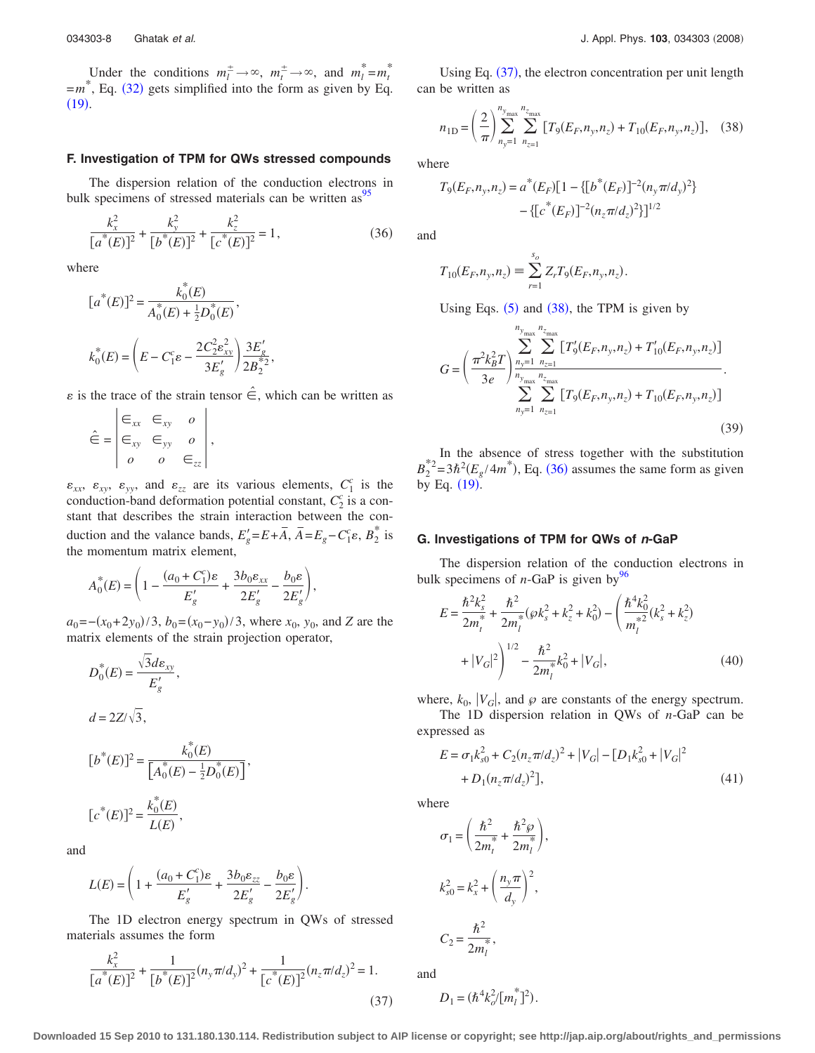Under the conditions $m_l^{\pm} \to \infty$, $m_t^{\pm} \to \infty$, and $m_l^* = m_t^* = m^*$, Eq. (32) gets simplified into the form as given by Eq. (19).

### F. Investigation of TPM for QWs stressed compounds

The dispersion relation of the conduction electrons in bulk specimens of stressed materials can be written as[95]

$$\frac{k_x^2}{[a^*(E)]^2} + \frac{k_y^2}{[b^*(E)]^2} + \frac{k_z^2}{[c^*(E)]^2} = 1, \tag{36}$$

where

$$[a^*(E)]^2 = \frac{k_0^*(E)}{A_0^*(E) + \frac{1}{2}D_0^*(E)},$$

$$k_0^*(E) = \left( E - C_1^c \varepsilon - \frac{2C_2^2 \varepsilon_{xy}^2}{3E_g'} \right) \frac{3E_g'}{2B_2^{*2}},$$

$\varepsilon$ is the trace of the strain tensor $\hat{\in}$, which can be written as

$$\hat{\in} = \begin{vmatrix} \in_{xx} & \in_{xy} & o \\ \in_{xy} & \in_{yy} & o \\ o & o & \in_{zz} \end{vmatrix},$$

$\varepsilon_{xx}$, $\varepsilon_{xy}$, $\varepsilon_{yy}$, and $\varepsilon_{zz}$ are its various elements, $C_1^c$ is the conduction-band deformation potential constant, $C_2^c$ is a constant that describes the strain interaction between the conduction and the valance bands, $E_g' = E + \bar{A}$, $\bar{A} = E_g - C_1^c \varepsilon$, $B_2^*$ is the momentum matrix element,

$$A_0^*(E) = \left( 1 - \frac{(a_0 + C_1^c)\varepsilon}{E_g'} + \frac{3b_0 \varepsilon_{xx}}{2E_g'} - \frac{b_0 \varepsilon}{2E_g'} \right),$$

$a_0 = -(x_0 + 2y_0)/3$, $b_0 = (x_0 - y_0)/3$, where $x_0$, $y_0$, and $Z$ are the matrix elements of the strain projection operator,

$$D_0^*(E) = \frac{\sqrt{3} d \varepsilon_{xy}}{E_g'},$$

$$d = 2Z/\sqrt{3},$$

$$[b^*(E)]^2 = \frac{k_0^*(E)}{\left[A_0^*(E) - \frac{1}{2}D_0^*(E)\right]},$$

$$[c^*(E)]^2 = \frac{k_0^*(E)}{L(E)},$$

and

$$L(E) = \left( 1 + \frac{(a_0 + C_1^c)\varepsilon}{E_g'} + \frac{3b_0 \varepsilon_{zz}}{2E_g'} - \frac{b_0 \varepsilon}{2E_g'} \right).$$

The 1D electron energy spectrum in QWs of stressed materials assumes the form

$$\frac{k_x^2}{[a^*(E)]^2} + \frac{1}{[b^*(E)]^2}(n_y \pi/d_y)^2 + \frac{1}{[c^*(E)]^2}(n_z \pi/d_z)^2 = 1. \tag{37}$$

Using Eq. (37), the electron concentration per unit length can be written as

$$n_{1D} = \left( \frac{2}{\pi} \right) \sum_{n_y=1}^{n_{y_{\max}}} \sum_{n_z=1}^{n_{z_{\max}}} [T_9(E_F, n_y, n_z) + T_{10}(E_F, n_y, n_z)], \tag{38}$$

where

$$T_9(E_F, n_y, n_z) = a^*(E_F)[1 - \{[b^*(E_F)]^{-2}(n_y \pi/d_y)^2\} - \{[c^*(E_F)]^{-2}(n_z \pi/d_z)^2\}]^{1/2}$$

and

$$T_{10}(E_F, n_y, n_z) \equiv \sum_{r=1}^{s_o} Z_r T_9(E_F, n_y, n_z).$$

Using Eqs. (5) and (38), the TPM is given by

$$G = \left( \frac{\pi^2 k_B^2 T}{3e} \right) \frac{\sum_{n_y=1}^{n_{y_{\max}}} \sum_{n_z=1}^{n_{z_{\max}}} [T_9'(E_F, n_y, n_z) + T_{10}'(E_F, n_y, n_z)]}{\sum_{n_y=1}^{n_{y_{\max}}} \sum_{n_z=1}^{n_{z_{\max}}} [T_9(E_F, n_y, n_z) + T_{10}(E_F, n_y, n_z)]}. \tag{39}$$

In the absence of stress together with the substitution $B_2^{*2} = 3\hbar^2(E_g/4m^*)$, Eq. (36) assumes the same form as given by Eq. (19).

### G. Investigations of TPM for QWs of *n*-GaP

The dispersion relation of the conduction electrons in bulk specimens of *n*-GaP is given by[96]

$$E = \frac{\hbar^2 k_s^2}{2m_t^*} + \frac{\hbar^2}{2m_l^*}(\wp k_s^2 + k_z^2 + k_0^2) - \left( \frac{\hbar^4 k_0^2}{m_l^{*2}}(k_s^2 + k_z^2) + |V_G|^2 \right)^{1/2} - \frac{\hbar^2}{2m_l^*}k_0^2 + |V_G|, \tag{40}$$

where, $k_0$, $|V_G|$, and $\wp$ are constants of the energy spectrum.

The 1D dispersion relation in QWs of *n*-GaP can be expressed as

$$E = \sigma_1 k_{s0}^2 + C_2(n_z \pi/d_z)^2 + |V_G| - [D_1 k_{s0}^2 + |V_G|^2 + D_1(n_z \pi/d_z)^2], \tag{41}$$

where

$$\sigma_1 = \left( \frac{\hbar^2}{2m_t^*} + \frac{\hbar^2 \wp}{2m_l^*} \right),$$

$$k_{s0}^2 = k_x^2 + \left( \frac{n_y \pi}{d_y} \right)^2,$$

$$C_2 = \frac{\hbar^2}{2m_l^*},$$

and

$$D_1 = (\hbar^4 k_o^2 / [m_l^*]^2).$$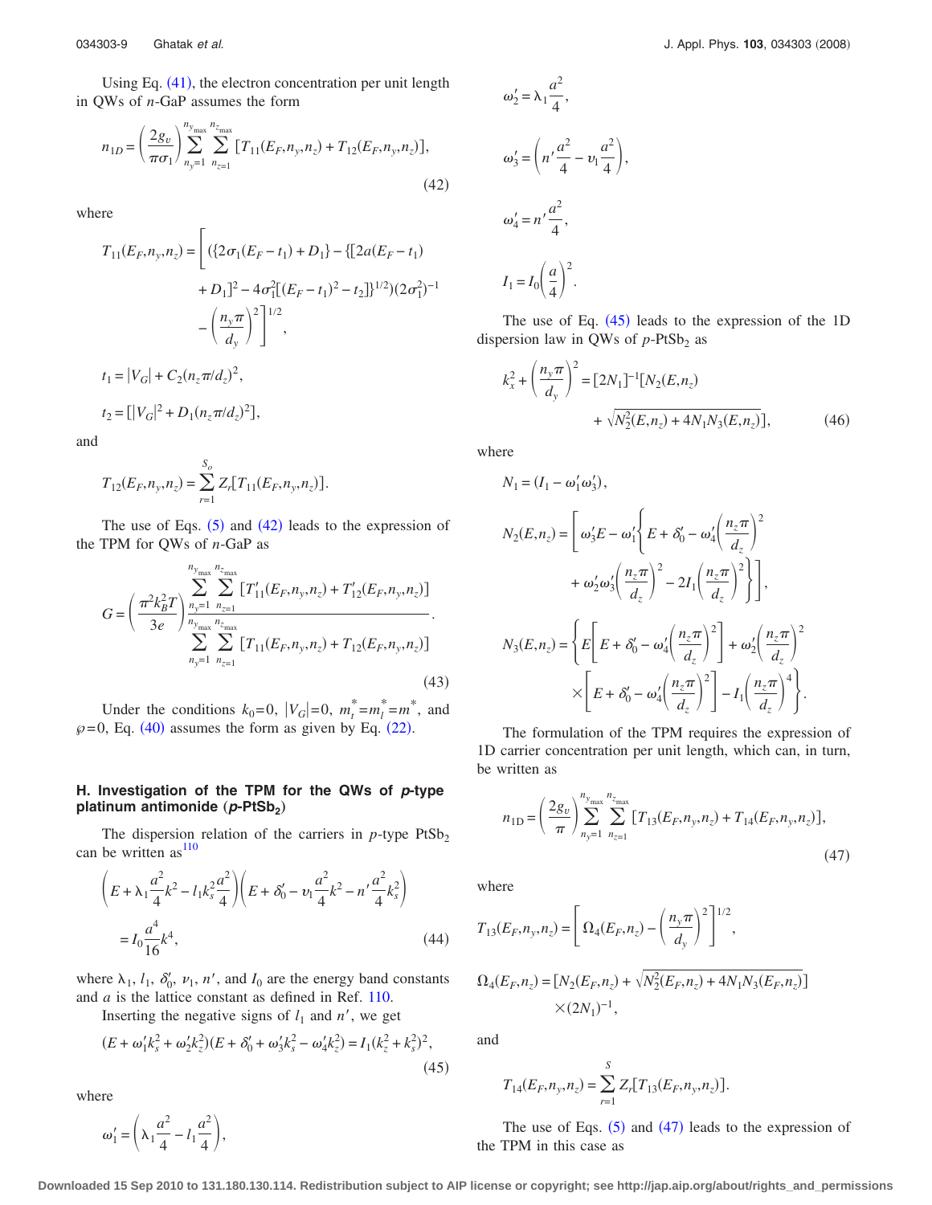Using Eq. (41), the electron concentration per unit length in QWs of $n$-GaP assumes the form

$$n_{1D} = \left(\frac{2g_v}{\pi\sigma_1}\right) \sum_{n_y=1}^{n_{y_{\max}}} \sum_{n_z=1}^{n_{z_{\max}}} [T_{11}(E_F,n_y,n_z) + T_{12}(E_F,n_y,n_z)], \tag{42}$$

where

$$T_{11}(E_F,n_y,n_z) = \Bigg[ (\{2\sigma_1(E_F - t_1) + D_1\} - \{[2a(E_F - t_1) + D_1]^2 - 4\sigma_1^2[(E_F - t_1)^2 - t_2]\}^{1/2})(2\sigma_1^2)^{-1} - \left(\frac{n_y \pi}{d_y}\right)^2 \Bigg]^{1/2},$$

$$t_1 = |V_G| + C_2(n_z\pi/d_z)^2,$$

$$t_2 = [|V_G|^2 + D_1(n_z\pi/d_z)^2],$$

and

$$T_{12}(E_F,n_y,n_z) = \sum_{r=1}^{S_o} Z_r[T_{11}(E_F,n_y,n_z)].$$

The use of Eqs. (5) and (42) leads to the expression of the TPM for QWs of $n$-GaP as

$$G = \left(\frac{\pi^2 k_B^2 T}{3e}\right) \frac{\displaystyle\sum_{n_y=1}^{n_{y_{\max}}} \sum_{n_z=1}^{n_{z_{\max}}} [T'_{11}(E_F,n_y,n_z) + T'_{12}(E_F,n_y,n_z)]}{\displaystyle\sum_{n_y=1}^{n_{y_{\max}}} \sum_{n_z=1}^{n_{z_{\max}}} [T_{11}(E_F,n_y,n_z) + T_{12}(E_F,n_y,n_z)]}. \tag{43}$$

Under the conditions $k_0=0$, $|V_G|=0$, $m_t^* = m_l^* = m^*$, and $\wp=0$, Eq. (40) assumes the form as given by Eq. (22).

### H. Investigation of the TPM for the QWs of *p*-type platinum antimonide ($p$-$PtSb_2$)

The dispersion relation of the carriers in $p$-type $PtSb_2$ can be written as[110]

$$\left(E + \lambda_1 \frac{a^2}{4}k^2 - l_1 k_s^2 \frac{a^2}{4}\right)\left(E + \delta'_0 - \upsilon_1 \frac{a^2}{4}k^2 - n'\frac{a^2}{4}k_s^2\right) = I_0 \frac{a^4}{16}k^4, \tag{44}$$

where $\lambda_1$, $l_1$, $\delta'_0$, $\upsilon_1$, $n'$, and $I_0$ are the energy band constants and $a$ is the lattice constant as defined in Ref. 110.

Inserting the negative signs of $l_1$ and $n'$, we get

$$(E + \omega'_1 k_s^2 + \omega'_2 k_z^2)(E + \delta'_0 + \omega'_3 k_s^2 - \omega'_4 k_z^2) = I_1(k_z^2 + k_s^2)^2, \tag{45}$$

where

$$\omega'_1 = \left(\lambda_1 \frac{a^2}{4} - l_1 \frac{a^2}{4}\right),$$

$$\omega'_2 = \lambda_1 \frac{a^2}{4},$$

$$\omega'_3 = \left(n' \frac{a^2}{4} - \upsilon_1 \frac{a^2}{4}\right),$$

$$\omega'_4 = n' \frac{a^2}{4},$$

$$I_1 = I_0 \left(\frac{a}{4}\right)^2.$$

The use of Eq. (45) leads to the expression of the 1D dispersion law in QWs of $p$-$PtSb_2$ as

$$k_x^2 + \left(\frac{n_y \pi}{d_y}\right)^2 = [2N_1]^{-1}[N_2(E,n_z) + \sqrt{N_2^2(E,n_z) + 4N_1N_3(E,n_z)}], \tag{46}$$

where

$$N_1 = (I_1 - \omega'_1\omega'_3),$$

$$N_2(E,n_z) = \left[\omega'_3 E - \omega'_1\left\{E + \delta'_0 - \omega'_4\left(\frac{n_z\pi}{d_z}\right)^2 + \omega'_2\omega'_3\left(\frac{n_z\pi}{d_z}\right)^2 - 2I_1\left(\frac{n_z\pi}{d_z}\right)^2\right\}\right],$$

$$N_3(E,n_z) = \left\{E\left[E + \delta'_0 - \omega'_4\left(\frac{n_z\pi}{d_z}\right)^2\right] + \omega'_2\left(\frac{n_z\pi}{d_z}\right)^2 \times \left[E + \delta'_0 - \omega'_4\left(\frac{n_z\pi}{d_z}\right)^2\right] - I_1\left(\frac{n_z\pi}{d_z}\right)^4\right\}.$$

The formulation of the TPM requires the expression of 1D carrier concentration per unit length, which can, in turn, be written as

$$n_{1D} = \left(\frac{2g_v}{\pi}\right) \sum_{n_y=1}^{n_{y_{\max}}} \sum_{n_z=1}^{n_{z_{\max}}} [T_{13}(E_F,n_y,n_z) + T_{14}(E_F,n_y,n_z)], \tag{47}$$

where

$$T_{13}(E_F,n_y,n_z) = \left[\Omega_4(E_F,n_z) - \left(\frac{n_y\pi}{d_y}\right)^2\right]^{1/2},$$

$$\Omega_4(E_F,n_z) = [N_2(E_F,n_z) + \sqrt{N_2^2(E_F,n_z) + 4N_1N_3(E_F,n_z)}] \times (2N_1)^{-1},$$

and

$$T_{14}(E_F,n_y,n_z) = \sum_{r=1}^{S} Z_r[T_{13}(E_F,n_y,n_z)].$$

The use of Eqs. (5) and (47) leads to the expression of the TPM in this case as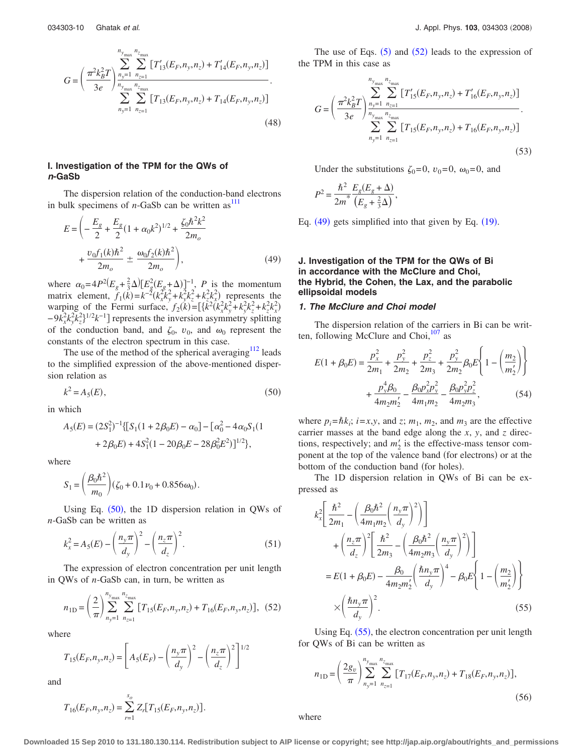$$G = \left(\frac{\pi^2 k_B^2 T}{3e}\right) \frac{\sum_{n_y=1}^{n_{y_{\max}}} \sum_{n_{z=1}}^{n_{z_{\max}}} [T'_{13}(E_F,n_y,n_z) + T'_{14}(E_F,n_y,n_z)]}{\sum_{n_y=1}^{n_{y_{\max}}} \sum_{n_{z=1}}^{n_{z_{\max}}} [T_{13}(E_F,n_y,n_z) + T_{14}(E_F,n_y,n_z)]}. \tag{48}$$

### I. Investigation of the TPM for the QWs of *n*-GaSb

The dispersion relation of the conduction-band electrons in bulk specimens of *n*-GaSb can be written as[111]

$$E = \left( -\frac{E_g}{2} + \frac{E_g}{2}(1+\alpha_0 k^2)^{1/2} + \frac{\zeta_0 \hbar^2 k^2}{2m_o} + \frac{v_0 f_1(k)\hbar^2}{2m_o} \pm \frac{\omega_0 f_2(k)\hbar^2}{2m_o} \right), \tag{49}$$

where $\alpha_0 = 4P^2(E_g + \frac{2}{3}\Delta)[E_g^2(E_g+\Delta)]^{-1}$, $P$ is the momentum matrix element, $f_1(k) = k^{-2}(k_x^2 k_y^2 + k_y^2 k_z^2 + k_z^2 k_x^2)$ represents the warping of the Fermi surface, $f_2(k) = [\{k^2(k_x^2 k_y^2 + k_y^2 k_z^2 + k_z^2 k_x^2) - 9k_x^2 k_y^2 k_z^2\}^{1/2} k^{-1}]$ represents the inversion asymmetry splitting of the conduction band, and $\zeta_0$, $v_0$, and $\omega_0$ represent the constants of the electron spectrum in this case.

The use of the method of the spherical averaging[112] leads to the simplified expression of the above-mentioned dispersion relation as

$$k^2 = A_5(E), \tag{50}$$

in which

$$A_5(E) = (2S_1^2)^{-1}\{[S_1(1+2\beta_0 E) - \alpha_0] - [\alpha_0^2 - 4\alpha_0 S_1(1+2\beta_0 E) + 4S_1^2(1 - 20\beta_0 E - 28\beta_0^2 E^2)]^{1/2}\},$$

where

$$S_1 = \left(\frac{\beta_0 \hbar^2}{m_0}\right)(\zeta_0 + 0.1 v_0 + 0.856\omega_0).$$

Using Eq. (50), the 1D dispersion relation in QWs of *n*-GaSb can be written as

$$k_x^2 = A_5(E) - \left(\frac{n_y \pi}{d_y}\right)^2 - \left(\frac{n_z \pi}{d_z}\right)^2. \tag{51}$$

The expression of electron concentration per unit length in QWs of *n*-GaSb can, in turn, be written as

$$n_{1D} = \left(\frac{2}{\pi}\right) \sum_{n_y=1}^{n_{y_{\max}}} \sum_{n_{z=1}}^{n_{z_{\max}}} [T_{15}(E_F,n_y,n_z) + T_{16}(E_F,n_y,n_z)], \tag{52}$$

where

$$T_{15}(E_F,n_y,n_z) = \left[A_5(E_F) - \left(\frac{n_y \pi}{d_y}\right)^2 - \left(\frac{n_z \pi}{d_z}\right)^2\right]^{1/2}$$

and

$$T_{16}(E_F,n_y,n_z) = \sum_{r=1}^{s_o} Z_r [T_{15}(E_F,n_y,n_z)].$$

The use of Eqs. (5) and (52) leads to the expression of the TPM in this case as

$$G = \left(\frac{\pi^2 k_B^2 T}{3e}\right) \frac{\sum_{n_y=1}^{n_{y_{\max}}} \sum_{n_{z=1}}^{n_{z_{\max}}} [T'_{15}(E_F,n_y,n_z) + T'_{16}(E_F,n_y,n_z)]}{\sum_{n_y=1}^{n_{y_{\max}}} \sum_{n_{z=1}}^{n_{z_{\max}}} [T_{15}(E_F,n_y,n_z) + T_{16}(E_F,n_y,n_z)]}. \tag{53}$$

Under the substitutions $\zeta_0 = 0$, $v_0 = 0$, $\omega_0 = 0$, and

$$P^2 = \frac{\hbar^2}{2m^*} \frac{E_g(E_g+\Delta)}{(E_g + \frac{2}{3}\Delta)},$$

Eq. (49) gets simplified into that given by Eq. (19).

### J. Investigation of the TPM for the QWs of Bi in accordance with the McClure and Choi, the Hybrid, the Cohen, the Lax, and the parabolic ellipsoidal models

#### *1. The McClure and Choi model*

The dispersion relation of the carriers in Bi can be written, following McClure and Choi,[107] as

$$E(1+\beta_0 E) = \frac{p_x^2}{2m_1} + \frac{p_y^2}{2m_2} + \frac{p_z^2}{2m_3} + \frac{p_y^2}{2m_2}\beta_0 E\left\{1 - \left(\frac{m_2}{m'_2}\right)\right\} + \frac{p_y^4 \beta_0}{4m_2 m'_2} - \frac{\beta_0 p_x^2 p_y^2}{4m_1 m_2} - \frac{\beta_0 p_y^2 p_z^2}{4m_2 m_3}, \tag{54}$$

where $p_i = \hbar k_i$; $i = x, y$, and $z$; $m_1$, $m_2$, and $m_3$ are the effective carrier masses at the band edge along the $x$, $y$, and $z$ directions, respectively; and $m'_2$ is the effective-mass tensor component at the top of the valence band (for electrons) or at the bottom of the conduction band (for holes).

The 1D dispersion relation in QWs of Bi can be expressed as

$$k_x^2\left[\frac{\hbar^2}{2m_1} - \left(\frac{\beta_0 \hbar^2}{4m_1 m_2}\left(\frac{n_y \pi}{d_y}\right)^2\right)\right] + \left(\frac{n_z \pi}{d_z}\right)^2\left[\frac{\hbar^2}{2m_3} - \left(\frac{\beta_0 \hbar^2}{4m_2 m_3}\left(\frac{n_y \pi}{d_y}\right)^2\right)\right] = E(1+\beta_0 E) - \frac{\beta_0}{4m_2 m'_2}\left(\frac{\hbar n_y \pi}{d_y}\right)^4 - \beta_0 E\left\{1 - \left(\frac{m_2}{m'_2}\right)\right\} \times \left(\frac{\hbar n_y \pi}{d_y}\right)^2. \tag{55}$$

Using Eq. (55), the electron concentration per unit length for QWs of Bi can be written as

$$n_{1D} = \left(\frac{2g_v}{\pi}\right) \sum_{n_y=1}^{n_{y_{\max}}} \sum_{n_{z=1}}^{n_{z_{\max}}} [T_{17}(E_F,n_y,n_z) + T_{18}(E_F,n_y,n_z)], \tag{56}$$

where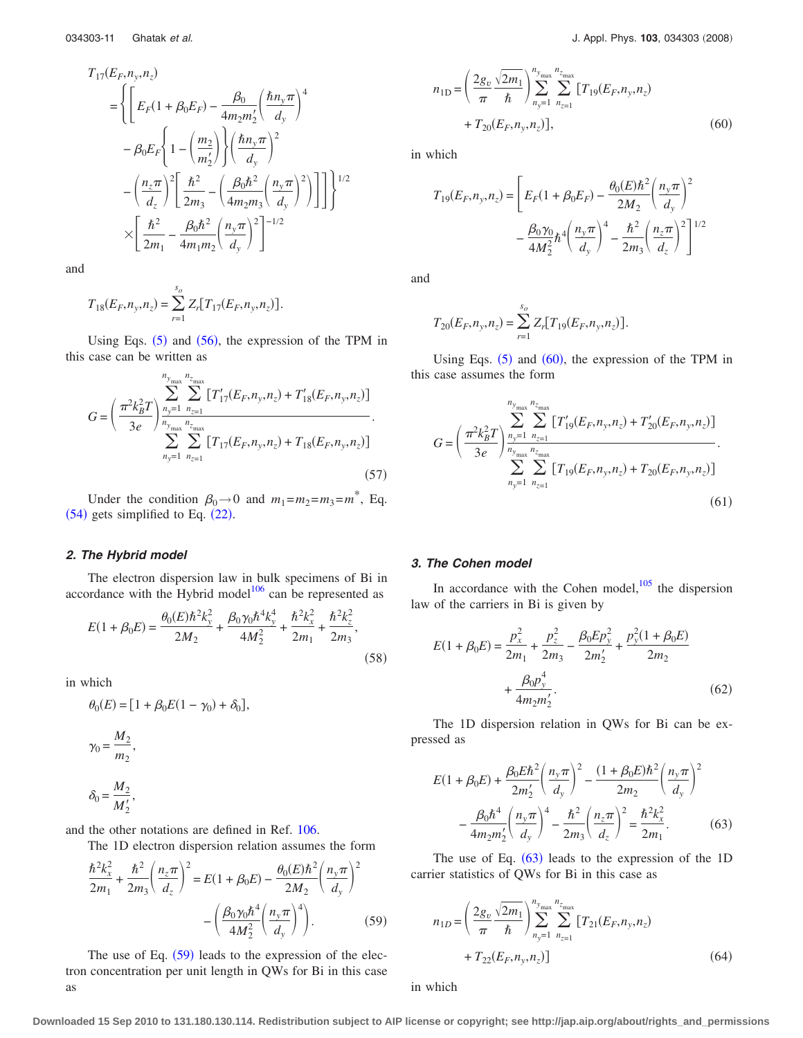$$
\begin{aligned}
T_{17}(E_F,n_y,n_z) &= \Bigg\{\Bigg[E_F(1+\beta_0 E_F) - \frac{\beta_0}{4m_2 m_2'}\left(\frac{\hbar n_y \pi}{d_y}\right)^4 \\
&\quad - \beta_0 E_F\left\{1-\left(\frac{m_2}{m_2'}\right)\right\}\left(\frac{\hbar n_y \pi}{d_y}\right)^2 \\
&\quad - \left(\frac{n_z\pi}{d_z}\right)^2\left[\frac{\hbar^2}{2m_3} - \left(\frac{\beta_0\hbar^2}{4m_2 m_3}\left(\frac{n_y\pi}{d_y}\right)^2\right)\right]\Bigg]\Bigg\}^{1/2} \\
&\quad \times \left[\frac{\hbar^2}{2m_1} - \frac{\beta_0\hbar^2}{4m_1 m_2}\left(\frac{n_y\pi}{d_y}\right)^2\right]^{-1/2}
\end{aligned}
$$

and

$$T_{18}(E_F,n_y,n_z) = \sum_{r=1}^{s_o} Z_r[T_{17}(E_F,n_y,n_z)].$$

Using Eqs. (5) and (56), the expression of the TPM in this case can be written as

$$G = \left(\frac{\pi^2 k_B^2 T}{3e}\right)\frac{\sum_{n_y=1}^{n_{y_{\max}}}\sum_{n_{z=1}}^{n_{z_{\max}}}[T_{17}'(E_F,n_y,n_z)+T_{18}'(E_F,n_y,n_z)]}{\sum_{n_y=1}^{n_{y_{\max}}}\sum_{n_{z=1}}^{n_{z_{\max}}}[T_{17}(E_F,n_y,n_z)+T_{18}(E_F,n_y,n_z)]}. \tag{57}$$

Under the condition $\beta_0 \to 0$ and $m_1=m_2=m_3=m^*$, Eq. (54) gets simplified to Eq. (22).

### 2. The Hybrid model

The electron dispersion law in bulk specimens of Bi in accordance with the Hybrid model[106] can be represented as

$$E(1+\beta_0 E) = \frac{\theta_0(E)\hbar^2 k_y^2}{2M_2} + \frac{\beta_0\gamma_0\hbar^4 k_y^4}{4M_2^2} + \frac{\hbar^2 k_x^2}{2m_1} + \frac{\hbar^2 k_z^2}{2m_3}, \tag{58}$$

in which

$$\theta_0(E) = [1+\beta_0 E(1-\gamma_0)+\delta_0],$$

$$\gamma_0 = \frac{M_2}{m_2},$$

$$\delta_0 = \frac{M_2}{M_2'},$$

and the other notations are defined in Ref. 106.

The 1D electron dispersion relation assumes the form

$$\frac{\hbar^2 k_x^2}{2m_1} + \frac{\hbar^2}{2m_3}\left(\frac{n_z\pi}{d_z}\right)^2 = E(1+\beta_0 E) - \frac{\theta_0(E)\hbar^2}{2M_2}\left(\frac{n_y\pi}{d_y}\right)^2 - \left(\frac{\beta_0\gamma_0\hbar^4}{4M_2^2}\left(\frac{n_y\pi}{d_y}\right)^4\right). \tag{59}$$

The use of Eq. (59) leads to the expression of the electron concentration per unit length in QWs for Bi in this case as

$$n_{1\mathrm{D}} = \left(\frac{2g_v}{\pi}\frac{\sqrt{2m_1}}{\hbar}\right)\sum_{n_y=1}^{n_{y_{\max}}}\sum_{n_{z=1}}^{n_{z_{\max}}}[T_{19}(E_F,n_y,n_z)+T_{20}(E_F,n_y,n_z)], \tag{60}$$

in which

$$T_{19}(E_F,n_y,n_z) = \left[E_F(1+\beta_0 E_F) - \frac{\theta_0(E)\hbar^2}{2M_2}\left(\frac{n_y\pi}{d_y}\right)^2 - \frac{\beta_0\gamma_0}{4M_2^2}\hbar^4\left(\frac{n_y\pi}{d_y}\right)^4 - \frac{\hbar^2}{2m_3}\left(\frac{n_z\pi}{d_z}\right)^2\right]^{1/2}$$

and

$$T_{20}(E_F,n_y,n_z) = \sum_{r=1}^{s_o} Z_r[T_{19}(E_F,n_y,n_z)].$$

Using Eqs. (5) and (60), the expression of the TPM in this case assumes the form

$$G = \left(\frac{\pi^2 k_B^2 T}{3e}\right)\frac{\sum_{n_y=1}^{n_{y_{\max}}}\sum_{n_{z=1}}^{n_{z_{\max}}}[T_{19}'(E_F,n_y,n_z)+T_{20}'(E_F,n_y,n_z)]}{\sum_{n_y=1}^{n_{y_{\max}}}\sum_{n_{z=1}}^{n_{z_{\max}}}[T_{19}(E_F,n_y,n_z)+T_{20}(E_F,n_y,n_z)]}. \tag{61}$$

### 3. The Cohen model

In accordance with the Cohen model,[105] the dispersion law of the carriers in Bi is given by

$$E(1+\beta_0 E) = \frac{p_x^2}{2m_1} + \frac{p_z^2}{2m_3} - \frac{\beta_0 E p_y^2}{2m_2'} + \frac{p_y^2(1+\beta_0 E)}{2m_2} + \frac{\beta_0 p_y^4}{4m_2 m_2'}. \tag{62}$$

The 1D dispersion relation in QWs for Bi can be expressed as

$$E(1+\beta_0 E) + \frac{\beta_0 E\hbar^2}{2m_2'}\left(\frac{n_y\pi}{d_y}\right)^2 - \frac{(1+\beta_0 E)\hbar^2}{2m_2}\left(\frac{n_y\pi}{d_y}\right)^2 - \frac{\beta_0\hbar^4}{4m_2 m_2'}\left(\frac{n_y\pi}{d_y}\right)^4 - \frac{\hbar^2}{2m_3}\left(\frac{n_z\pi}{d_z}\right)^2 = \frac{\hbar^2 k_x^2}{2m_1}. \tag{63}$$

The use of Eq. (63) leads to the expression of the 1D carrier statistics of QWs for Bi in this case as

$$n_{1D} = \left(\frac{2g_v}{\pi}\frac{\sqrt{2m_1}}{\hbar}\right)\sum_{n_y=1}^{n_{y_{\max}}}\sum_{n_{z=1}}^{n_{z_{\max}}}[T_{21}(E_F,n_y,n_z)+T_{22}(E_F,n_y,n_z)] \tag{64}$$

in which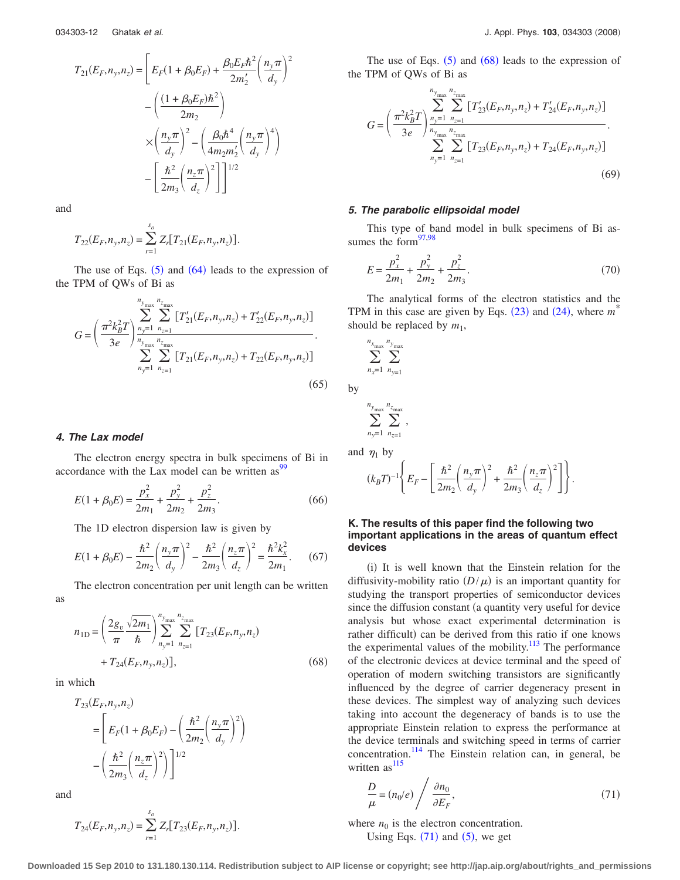$$T_{21}(E_F,n_y,n_z) = \left[ E_F(1+\beta_0 E_F) + \frac{\beta_0 E_F \hbar^2}{2m_2'}\left(\frac{n_y\pi}{d_y}\right)^2 - \left(\frac{(1+\beta_0 E_F)\hbar^2}{2m_2}\right) \times \left(\frac{n_y\pi}{d_y}\right)^2 - \left(\frac{\beta_0\hbar^4}{4m_2 m_2'}\left(\frac{n_y\pi}{d_y}\right)^4\right) - \left[\frac{\hbar^2}{2m_3}\left(\frac{n_z\pi}{d_z}\right)^2\right]\right]^{1/2}$$

and

$$T_{22}(E_F,n_y,n_z) = \sum_{r=1}^{s_o} Z_r[T_{21}(E_F,n_y,n_z)].$$

The use of Eqs. (5) and (64) leads to the expression of the TPM of QWs of Bi as

$$G = \left(\frac{\pi^2 k_B^2 T}{3e}\right) \frac{\sum_{n_y=1}^{n_{y_{\max}}}\sum_{n_z=1}^{n_{z_{\max}}}[T_{21}'(E_F,n_y,n_z)+T_{22}'(E_F,n_y,n_z)]}{\sum_{n_y=1}^{n_{y_{\max}}}\sum_{n_z=1}^{n_{z_{\max}}}[T_{21}(E_F,n_y,n_z)+T_{22}(E_F,n_y,n_z)]}. \tag{65}$$

#### 4. The Lax model

The electron energy spectra in bulk specimens of Bi in accordance with the Lax model can be written as[99]

$$E(1+\beta_0 E) = \frac{p_x^2}{2m_1} + \frac{p_y^2}{2m_2} + \frac{p_z^2}{2m_3}. \tag{66}$$

The 1D electron dispersion law is given by

$$E(1+\beta_0 E) - \frac{\hbar^2}{2m_2}\left(\frac{n_y\pi}{d_y}\right)^2 - \frac{\hbar^2}{2m_3}\left(\frac{n_z\pi}{d_z}\right)^2 = \frac{\hbar^2 k_x^2}{2m_1}. \tag{67}$$

The electron concentration per unit length can be written as

$$n_{1D} = \left(\frac{2g_v}{\pi}\frac{\sqrt{2m_1}}{\hbar}\right)\sum_{n_y=1}^{n_{y_{\max}}}\sum_{n_z=1}^{n_{z_{\max}}}[T_{23}(E_F,n_y,n_z) + T_{24}(E_F,n_y,n_z)], \tag{68}$$

in which

$$T_{23}(E_F,n_y,n_z) = \left[E_F(1+\beta_0 E_F) - \left(\frac{\hbar^2}{2m_2}\left(\frac{n_y\pi}{d_y}\right)^2\right) - \left(\frac{\hbar^2}{2m_3}\left(\frac{n_z\pi}{d_z}\right)^2\right)\right]^{1/2}$$

and

$$T_{24}(E_F,n_y,n_z) = \sum_{r=1}^{s_o} Z_r[T_{23}(E_F,n_y,n_z)].$$

The use of Eqs. (5) and (68) leads to the expression of the TPM of QWs of Bi as

$$G = \left(\frac{\pi^2 k_B^2 T}{3e}\right) \frac{\sum_{n_y=1}^{n_{y_{\max}}}\sum_{n_z=1}^{n_{z_{\max}}}[T_{23}'(E_F,n_y,n_z)+T_{24}'(E_F,n_y,n_z)]}{\sum_{n_y=1}^{n_{y_{\max}}}\sum_{n_z=1}^{n_{z_{\max}}}[T_{23}(E_F,n_y,n_z)+T_{24}(E_F,n_y,n_z)]}. \tag{69}$$

#### 5. The parabolic ellipsoidal model

This type of band model in bulk specimens of Bi assumes the form[97,98]

$$E = \frac{p_x^2}{2m_1} + \frac{p_y^2}{2m_2} + \frac{p_z^2}{2m_3}. \tag{70}$$

The analytical forms of the electron statistics and the TPM in this case are given by Eqs. (23) and (24), where $m^*$ should be replaced by $m_1$,

$$\sum_{n_x=1}^{n_{x_{\max}}}\sum_{n_y=1}^{n_{y_{\max}}}$$

by

$$\sum_{n_y=1}^{n_{y_{\max}}}\sum_{n_z=1}^{n_{z_{\max}}},$$

and $\eta_1$ by

$$(k_B T)^{-1}\left\{E_F - \left[\frac{\hbar^2}{2m_2}\left(\frac{n_y\pi}{d_y}\right)^2 + \frac{\hbar^2}{2m_3}\left(\frac{n_z\pi}{d_z}\right)^2\right]\right\}.$$

### K. The results of this paper find the following two important applications in the areas of quantum effect devices

(i) It is well known that the Einstein relation for the diffusivity-mobility ratio $(D/\mu)$ is an important quantity for studying the transport properties of semiconductor devices since the diffusion constant (a quantity very useful for device analysis but whose exact experimental determination is rather difficult) can be derived from this ratio if one knows the experimental values of the mobility.[113] The performance of the electronic devices at device terminal and the speed of operation of modern switching transistors are significantly influenced by the degree of carrier degeneracy present in these devices. The simplest way of analyzing such devices taking into account the degeneracy of bands is to use the appropriate Einstein relation to express the performance at the device terminals and switching speed in terms of carrier concentration.[114] The Einstein relation can, in general, be written as[115]

$$\frac{D}{\mu} = (n_0/e) \Bigg/ \frac{\partial n_0}{\partial E_F}, \tag{71}$$

where $n_0$ is the electron concentration.

Using Eqs. (71) and (5), we get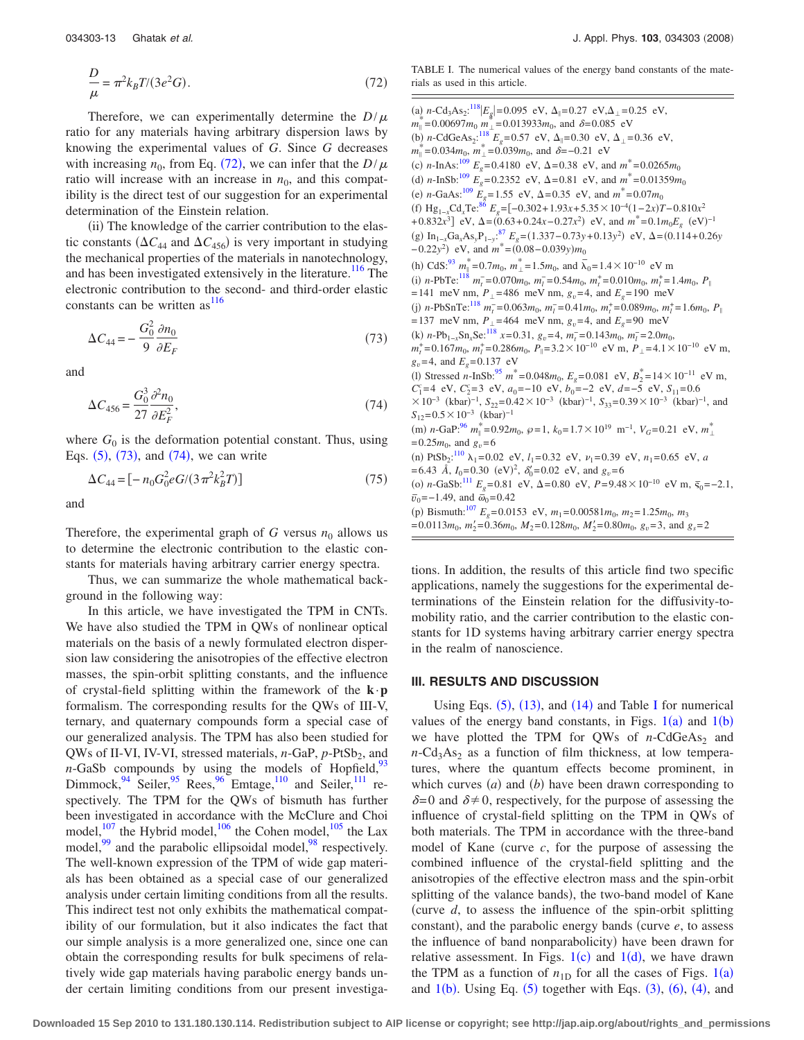$$\frac{D}{\mu} = \pi^2 k_B T/(3e^2 G). \tag{72}$$

Therefore, we can experimentally determine the $D/\mu$ ratio for any materials having arbitrary dispersion laws by knowing the experimental values of $G$. Since $G$ decreases with increasing $n_0$, from Eq. (72), we can infer that the $D/\mu$ ratio will increase with an increase in $n_0$, and this compatibility is the direct test of our suggestion for an experimental determination of the Einstein relation.

(ii) The knowledge of the carrier contribution to the elastic constants ($\Delta C_{44}$ and $\Delta C_{456}$) is very important in studying the mechanical properties of the materials in nanotechnology, and has been investigated extensively in the literature.[116] The electronic contribution to the second- and third-order elastic constants can be written as[116]

$$\Delta C_{44} = -\frac{G_0^2}{9}\frac{\partial n_0}{\partial E_F} \tag{73}$$

and

$$\Delta C_{456} = \frac{G_0^3}{27}\frac{\partial^2 n_0}{\partial E_F^2}, \tag{74}$$

where $G_0$ is the deformation potential constant. Thus, using Eqs. (5), (73), and (74), we can write

$$\Delta C_{44} = [-n_0 G_0^2 eG/(3\pi^2 k_B^2 T)] \tag{75}$$

and

Therefore, the experimental graph of $G$ versus $n_0$ allows us to determine the electronic contribution to the elastic constants for materials having arbitrary carrier energy spectra.

Thus, we can summarize the whole mathematical background in the following way:

In this article, we have investigated the TPM in CNTs. We have also studied the TPM in QWs of nonlinear optical materials on the basis of a newly formulated electron dispersion law considering the anisotropies of the effective electron masses, the spin-orbit splitting constants, and the influence of crystal-field splitting within the framework of the $\mathbf{k}\cdot\mathbf{p}$ formalism. The corresponding results for the QWs of III-V, ternary, and quaternary compounds form a special case of our generalized analysis. The TPM has also been studied for QWs of II-VI, IV-VI, stressed materials, $n$-GaP, $p$-PtSb$_2$, and $n$-GaSb compounds by using the models of Hopfield,[93] Dimmock,[94] Seiler,[95] Rees,[96] Emtage,[110] and Seiler,[111] respectively. The TPM for the QWs of bismuth has further been investigated in accordance with the McClure and Choi model,[107] the Hybrid model,[106] the Cohen model,[105] the Lax model,[99] and the parabolic ellipsoidal model,[98] respectively. The well-known expression of the TPM of wide gap materials has been obtained as a special case of our generalized analysis under certain limiting conditions from all the results. This indirect test not only exhibits the mathematical compatibility of our formulation, but it also indicates the fact that our simple analysis is a more generalized one, since one can obtain the corresponding results for bulk specimens of relatively wide gap materials having parabolic energy bands under certain limiting conditions from our present investigations. In addition, the results of this article find two specific applications, namely the suggestions for the experimental determinations of the Einstein relation for the diffusivity-to-mobility ratio, and the carrier contribution to the elastic constants for 1D systems having arbitrary carrier energy spectra in the realm of nanoscience.

TABLE I. The numerical values of the energy band constants of the materials as used in this article.

(a) $n$-Cd$_3$As$_2$:[118] $|E_g|=0.095$ eV, $\Delta_\parallel=0.27$ eV, $\Delta_\perp=0.25$ eV, $m_\parallel^*=0.00697m_0$ $m_\perp^*=0.013933m_0$, and $\delta=0.085$ eV

(b) $n$-CdGeAs$_2$:[118] $E_g=0.57$ eV, $\Delta_\parallel=0.30$ eV, $\Delta_\perp=0.36$ eV, $m_\parallel^*=0.034m_0$, $m_\perp^*=0.039m_0$, and $\delta=-0.21$ eV

(c) $n$-InAs:[109] $E_g=0.4180$ eV, $\Delta=0.38$ eV, and $m^*=0.0265m_0$

(d) $n$-InSb:[109] $E_g=0.2352$ eV, $\Delta=0.81$ eV, and $m^*=0.01359m_0$

(e) $n$-GaAs:[109] $E_g=1.55$ eV, $\Delta=0.35$ eV, and $m^*=0.07m_0$

(f) Hg$_{1-x}$Cd$_x$Te:[86] $E_g=[-0.302+1.93x+5.35\times10^{-4}(1-2x)T-0.810x^2+0.832x^3]$ eV, $\Delta=(0.63+0.24x-0.27x^2)$ eV, and $m^*=0.1m_0E_g$ (eV)$^{-1}$

(g) In$_{1-x}$Ga$_x$As$_y$P$_{1-y}$:[87] $E_g=(1.337-0.73y+0.13y^2)$ eV, $\Delta=(0.114+0.26y-0.22y^2)$ eV, and $m^*=(0.08-0.039y)m_0$

(h) CdS:[93] $m_\parallel^*=0.7m_0$, $m_\perp^*=1.5m_0$, and $\bar{\lambda}_0=1.4\times10^{-10}$ eV m

(i) $n$-PbTe:[118] $m_t^-=0.070m_0$, $m_l^-=0.54m_0$, $m_t^+=0.010m_0$, $m_l^+=1.4m_0$, $P_\parallel=141$ meV nm, $P_\perp=486$ meV nm, $g_v=4$, and $E_g=190$ meV

(j) $n$-PbSnTe:[118] $m_t^-=0.063m_0$, $m_l^-=0.41m_0$, $m_t^+=0.089m_0$, $m_l^+=1.6m_0$, $P_\parallel=137$ meV nm, $P_\perp=464$ meV nm, $g_v=4$, and $E_g=90$ meV

(k) $n$-Pb$_{1-x}$Sn$_x$Se:[118] $x=0.31$, $g_v=4$, $m_t^-=0.143m_0$, $m_l^-=2.0m_0$, $m_t^+=0.167m_0$, $m_l^+=0.286m_0$, $P_\parallel=3.2\times10^{-10}$ eV m, $P_\perp=4.1\times10^{-10}$ eV m, $g_v=4$, and $E_g=0.137$ eV

(l) Stressed $n$-InSb:[95] $m^*=0.048m_0$, $E_g=0.081$ eV, $B_2^*=14\times10^{-11}$ eV m, $C_1^c=4$ eV, $C_2^c=3$ eV, $a_0=-10$ eV, $b_0=-2$ eV, $d=-5$ eV, $S_{11}=0.6\times10^{-3}$ (kbar)$^{-1}$, $S_{22}=0.42\times10^{-3}$ (kbar)$^{-1}$, $S_{33}=0.39\times10^{-3}$ (kbar)$^{-1}$, and $S_{12}=0.5\times10^{-3}$ (kbar)$^{-1}$

(m) $n$-GaP:[96] $m_\parallel^*=0.92m_0$, $\wp=1$, $k_0=1.7\times10^{19}$ m$^{-1}$, $V_G=0.21$ eV, $m_\perp^*=0.25m_0$, and $g_v=6$

(n) PtSb$_2$:[110] $\lambda_1=0.02$ eV, $l_1=0.32$ eV, $\nu_1=0.39$ eV, $n_1=0.65$ eV, $a=6.43$ Å, $I_0=0.30$ (eV)$^2$, $\delta_0'=0.02$ eV, and $g_v=6$

(o) $n$-GaSb:[111] $E_g=0.81$ eV, $\Delta=0.80$ eV, $P=9.48\times10^{-10}$ eV m, $\bar{\varsigma}_0=-2.1$, $\bar{\upsilon}_0=-1.49$, and $\bar{\omega}_0=0.42$

(p) Bismuth:[107] $E_g=0.0153$ eV, $m_1=0.00581m_0$, $m_2=1.25m_0$, $m_3=0.0113m_0$, $m_2'=0.36m_0$, $M_2=0.128m_0$, $M_2'=0.80m_0$, $g_v=3$, and $g_s=2$

## III. RESULTS AND DISCUSSION

Using Eqs. (5), (13), and (14) and Table I for numerical values of the energy band constants, in Figs. 1(a) and 1(b) we have plotted the TPM for QWs of $n$-CdGeAs$_2$ and $n$-Cd$_3$As$_2$ as a function of film thickness, at low temperatures, where the quantum effects become prominent, in which curves $(a)$ and $(b)$ have been drawn corresponding to $\delta=0$ and $\delta\neq0$, respectively, for the purpose of assessing the influence of crystal-field splitting on the TPM in QWs of both materials. The TPM in accordance with the three-band model of Kane (curve $c$, for the purpose of assessing the combined influence of the crystal-field splitting and the anisotropies of the effective electron mass and the spin-orbit splitting of the valance bands), the two-band model of Kane (curve $d$, to assess the influence of the spin-orbit splitting constant), and the parabolic energy bands (curve $e$, to assess the influence of band nonparabolicity) have been drawn for relative assessment. In Figs. 1(c) and 1(d), we have drawn the TPM as a function of $n_{1D}$ for all the cases of Figs. 1(a) and 1(b). Using Eq. (5) together with Eqs. (3), (6), (4), and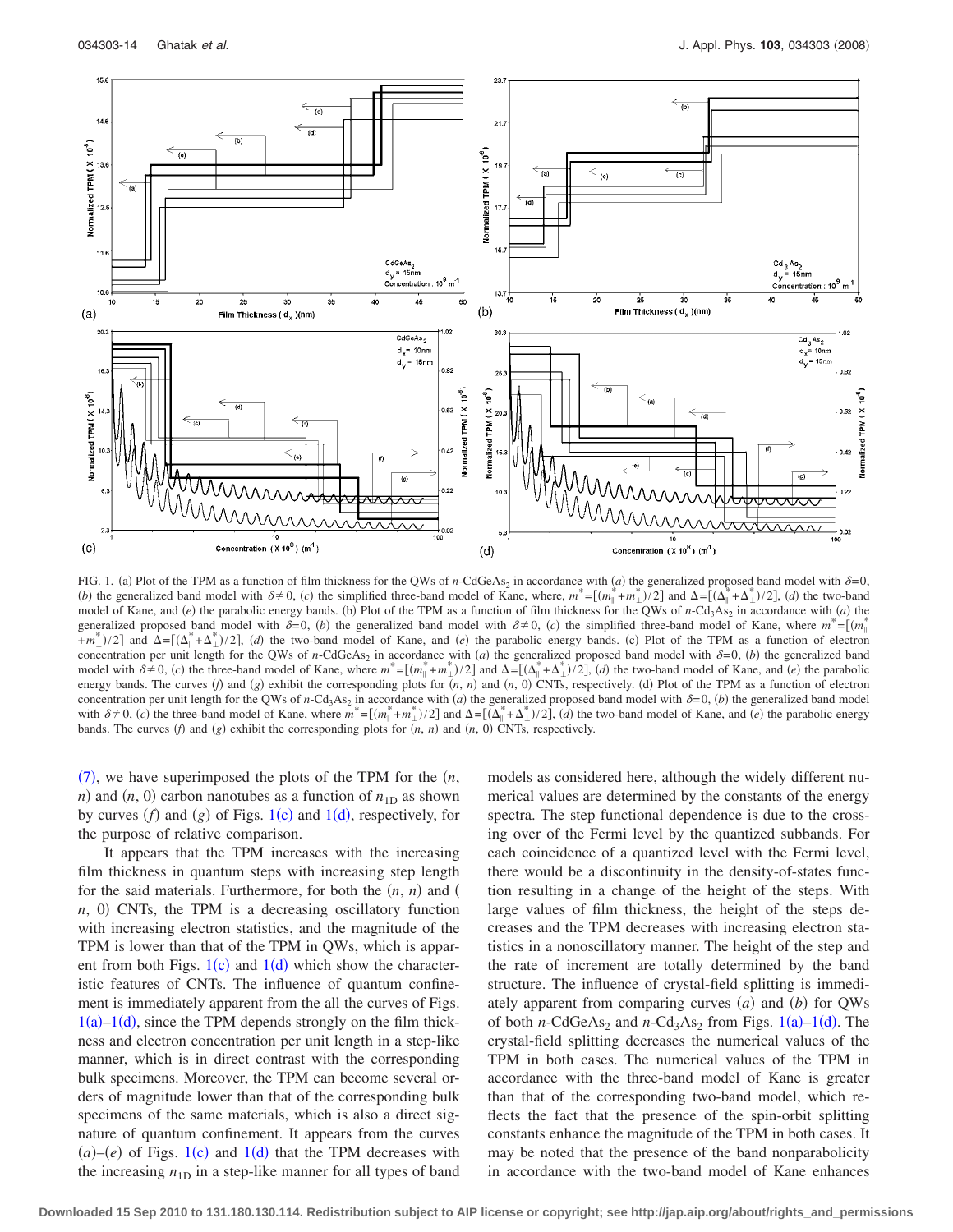FIG. 1. (a) Plot of the TPM as a function of film thickness for the QWs of $n$-$CdGeAs_2$ in accordance with $(a)$ the generalized proposed band model with $\delta=0$, $(b)$ the generalized band model with $\delta \neq 0$, $(c)$ the simplified three-band model of Kane, where, $m^* = [(m_{\parallel}^* + m_{\perp}^*)/2]$ and $\Delta = [(\Delta_{\parallel}^* + \Delta_{\perp}^*)/2]$, $(d)$ the two-band model of Kane, and $(e)$ the parabolic energy bands. (b) Plot of the TPM as a function of film thickness for the QWs of $n$-$Cd_3As_2$ in accordance with $(a)$ the generalized proposed band model with $\delta=0$, $(b)$ the generalized band model with $\delta \neq 0$, $(c)$ the simplified three-band model of Kane, where $m^* = [(m_{\parallel}^* + m_{\perp}^*)/2]$ and $\Delta = [(\Delta_{\parallel}^* + \Delta_{\perp}^*)/2]$, $(d)$ the two-band model of Kane, and $(e)$ the parabolic energy bands. (c) Plot of the TPM as a function of electron concentration per unit length for the QWs of $n$-$CdGeAs_2$ in accordance with $(a)$ the generalized proposed band model with $\delta=0$, $(b)$ the generalized band model with $\delta \neq 0$, $(c)$ the three-band model of Kane, where $m^* = [(m_{\parallel}^* + m_{\perp}^*)/2]$ and $\Delta = [(\Delta_{\parallel}^* + \Delta_{\perp}^*)/2]$, $(d)$ the two-band model of Kane, and $(e)$ the parabolic energy bands. The curves $(f)$ and $(g)$ exhibit the corresponding plots for $(n, n)$ and $(n, 0)$ CNTs, respectively. (d) Plot of the TPM as a function of electron concentration per unit length for the QWs of $n$-$Cd_3As_2$ in accordance with $(a)$ the generalized proposed band model with $\delta=0$, $(b)$ the generalized band model with $\delta \neq 0$, $(c)$ the three-band model of Kane, where $m^* = [(m_{\parallel}^* + m_{\perp}^*)/2]$ and $\Delta = [(\Delta_{\parallel}^* + \Delta_{\perp}^*)/2]$, $(d)$ the two-band model of Kane, and $(e)$ the parabolic energy bands. The curves $(f)$ and $(g)$ exhibit the corresponding plots for $(n, n)$ and $(n, 0)$ CNTs, respectively.

(7), we have superimposed the plots of the TPM for the $(n, n)$ and $(n, 0)$ carbon nanotubes as a function of $n_{1D}$ as shown by curves $(f)$ and $(g)$ of Figs. 1(c) and 1(d), respectively, for the purpose of relative comparison.

It appears that the TPM increases with the increasing film thickness in quantum steps with increasing step length for the said materials. Furthermore, for both the $(n, n)$ and $(n, 0)$ CNTs, the TPM is a decreasing oscillatory function with increasing electron statistics, and the magnitude of the TPM is lower than that of the TPM in QWs, which is apparent from both Figs. 1(c) and 1(d) which show the characteristic features of CNTs. The influence of quantum confinement is immediately apparent from the all the curves of Figs. 1(a)–1(d), since the TPM depends strongly on the film thickness and electron concentration per unit length in a step-like manner, which is in direct contrast with the corresponding bulk specimens. Moreover, the TPM can become several orders of magnitude lower than that of the corresponding bulk specimens of the same materials, which is also a direct signature of quantum confinement. It appears from the curves $(a)$–$(e)$ of Figs. 1(c) and 1(d) that the TPM decreases with the increasing $n_{1D}$ in a step-like manner for all types of band models as considered here, although the widely different numerical values are determined by the constants of the energy spectra. The step functional dependence is due to the crossing over of the Fermi level by the quantized subbands. For each coincidence of a quantized level with the Fermi level, there would be a discontinuity in the density-of-states function resulting in a change of the height of the steps. With large values of film thickness, the height of the steps decreases and the TPM decreases with increasing electron statistics in a nonoscillatory manner. The height of the step and the rate of increment are totally determined by the band structure. The influence of crystal-field splitting is immediately apparent from comparing curves $(a)$ and $(b)$ for QWs of both $n$-$CdGeAs_2$ and $n$-$Cd_3As_2$ from Figs. 1(a)–1(d). The crystal-field splitting decreases the numerical values of the TPM in both cases. The numerical values of the TPM in accordance with the three-band model of Kane is greater than that of the corresponding two-band model, which reflects the fact that the presence of the spin-orbit splitting constants enhance the magnitude of the TPM in both cases. It may be noted that the presence of the band nonparabolicity in accordance with the two-band model of Kane enhances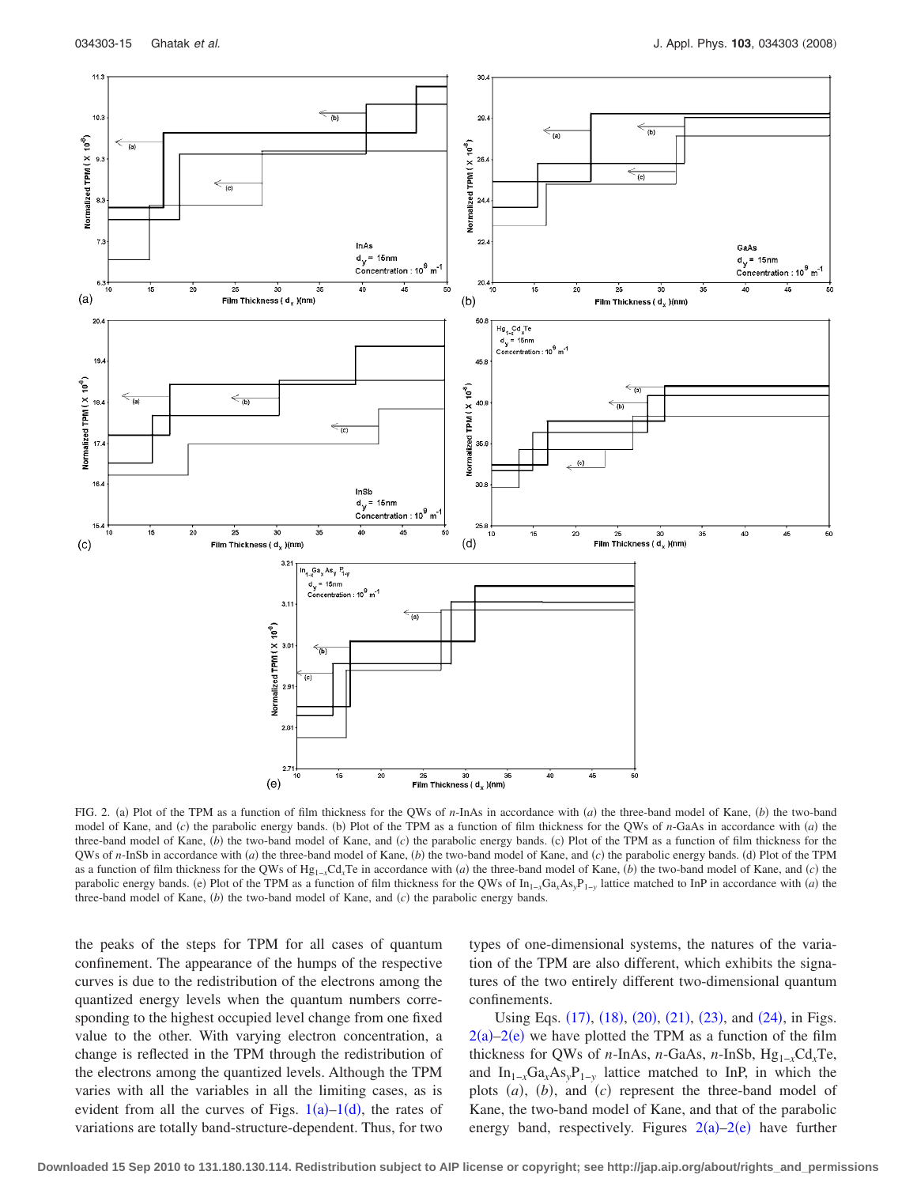FIG. 2. (a) Plot of the TPM as a function of film thickness for the QWs of $n$-InAs in accordance with ($a$) the three-band model of Kane, ($b$) the two-band model of Kane, and ($c$) the parabolic energy bands. (b) Plot of the TPM as a function of film thickness for the QWs of $n$-GaAs in accordance with ($a$) the three-band model of Kane, ($b$) the two-band model of Kane, and ($c$) the parabolic energy bands. (c) Plot of the TPM as a function of film thickness for the QWs of $n$-InSb in accordance with ($a$) the three-band model of Kane, ($b$) the two-band model of Kane, and ($c$) the parabolic energy bands. (d) Plot of the TPM as a function of film thickness for the QWs of $Hg_{1-x}Cd_xTe$ in accordance with ($a$) the three-band model of Kane, ($b$) the two-band model of Kane, and ($c$) the parabolic energy bands. (e) Plot of the TPM as a function of film thickness for the QWs of $In_{1-x}Ga_xAs_yP_{1-y}$ lattice matched to InP in accordance with ($a$) the three-band model of Kane, ($b$) the two-band model of Kane, and ($c$) the parabolic energy bands.

the peaks of the steps for TPM for all cases of quantum confinement. The appearance of the humps of the respective curves is due to the redistribution of the electrons among the quantized energy levels when the quantum numbers corresponding to the highest occupied level change from one fixed value to the other. With varying electron concentration, a change is reflected in the TPM through the redistribution of the electrons among the quantized levels. Although the TPM varies with all the variables in all the limiting cases, as is evident from all the curves of Figs. 1(a)–1(d), the rates of variations are totally band-structure-dependent. Thus, for two types of one-dimensional systems, the natures of the variation of the TPM are also different, which exhibits the signatures of the two entirely different two-dimensional quantum confinements.

Using Eqs. (17), (18), (20), (21), (23), and (24), in Figs. 2(a)–2(e) we have plotted the TPM as a function of the film thickness for QWs of $n$-InAs, $n$-GaAs, $n$-InSb, $Hg_{1-x}Cd_xTe$, and $In_{1-x}Ga_xAs_yP_{1-y}$ lattice matched to InP, in which the plots ($a$), ($b$), and ($c$) represent the three-band model of Kane, the two-band model of Kane, and that of the parabolic energy band, respectively. Figures 2(a)–2(e) have further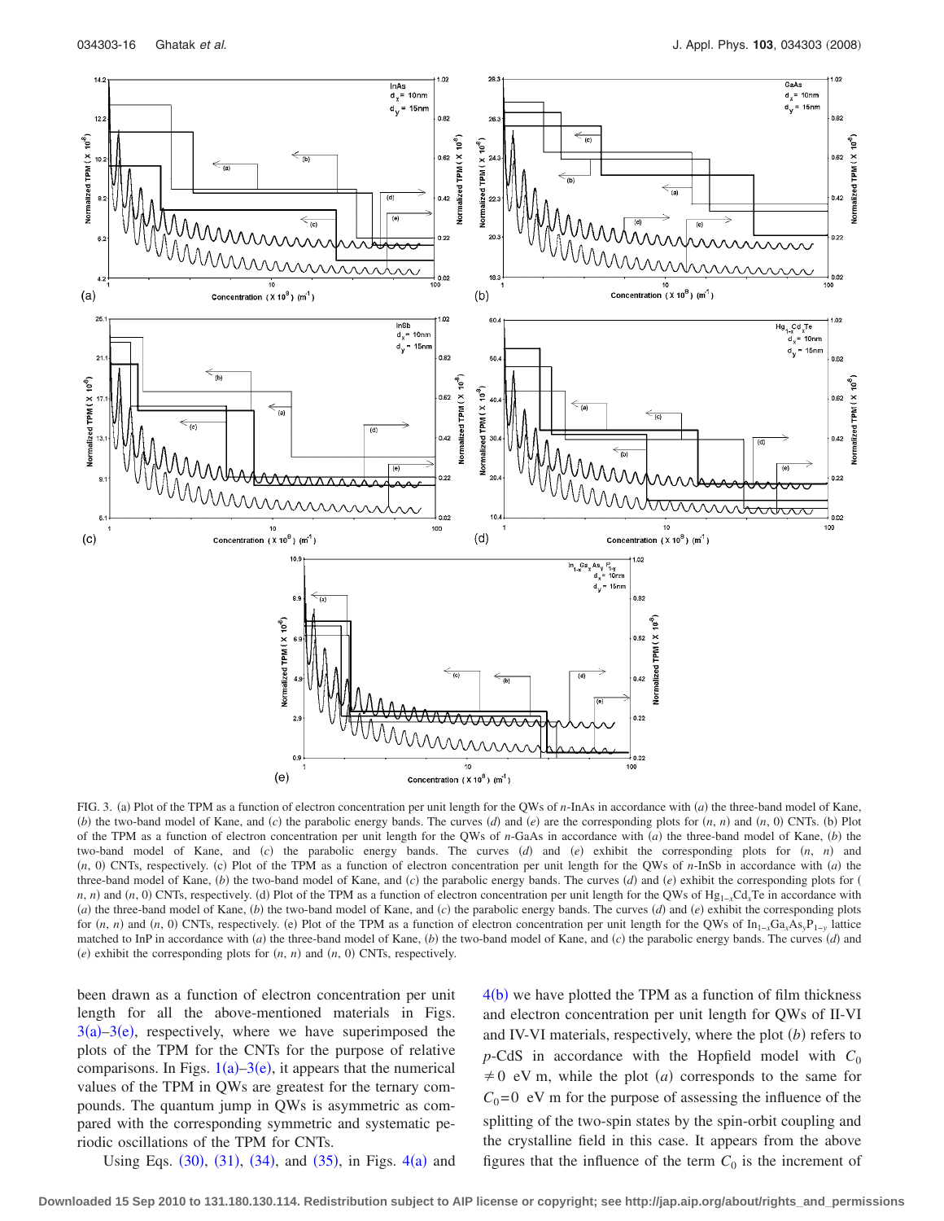FIG. 3. (a) Plot of the TPM as a function of electron concentration per unit length for the QWs of *n*-InAs in accordance with (*a*) the three-band model of Kane, (*b*) the two-band model of Kane, and (*c*) the parabolic energy bands. The curves (*d*) and (*e*) are the corresponding plots for (*n*, *n*) and (*n*, 0) CNTs. (b) Plot of the TPM as a function of electron concentration per unit length for the QWs of *n*-GaAs in accordance with (*a*) the three-band model of Kane, (*b*) the two-band model of Kane, and (*c*) the parabolic energy bands. The curves (*d*) and (*e*) exhibit the corresponding plots for (*n*, *n*) and (*n*, 0) CNTs, respectively. (c) Plot of the TPM as a function of electron concentration per unit length for the QWs of *n*-InSb in accordance with (*a*) the three-band model of Kane, (*b*) the two-band model of Kane, and (*c*) the parabolic energy bands. The curves (*d*) and (*e*) exhibit the corresponding plots for (*n*, *n*) and (*n*, 0) CNTs, respectively. (d) Plot of the TPM as a function of electron concentration per unit length for the QWs of $Hg_{1-x}Cd_xTe$ in accordance with (*a*) the three-band model of Kane, (*b*) the two-band model of Kane, and (*c*) the parabolic energy bands. The curves (*d*) and (*e*) exhibit the corresponding plots for (*n*, *n*) and (*n*, 0) CNTs, respectively. (e) Plot of the TPM as a function of electron concentration per unit length for the QWs of $In_{1-x}Ga_xAs_yP_{1-y}$ lattice matched to InP in accordance with (*a*) the three-band model of Kane, (*b*) the two-band model of Kane, and (*c*) the parabolic energy bands. The curves (*d*) and (*e*) exhibit the corresponding plots for (*n*, *n*) and (*n*, 0) CNTs, respectively.

been drawn as a function of electron concentration per unit length for all the above-mentioned materials in Figs. 3(a)–3(e), respectively, where we have superimposed the plots of the TPM for the CNTs for the purpose of relative comparisons. In Figs. 1(a)–3(e), it appears that the numerical values of the TPM in QWs are greatest for the ternary compounds. The quantum jump in QWs is asymmetric as compared with the corresponding symmetric and systematic periodic oscillations of the TPM for CNTs.

Using Eqs. (30), (31), (34), and (35), in Figs. 4(a) and 4(b) we have plotted the TPM as a function of film thickness and electron concentration per unit length for QWs of II-VI and IV-VI materials, respectively, where the plot (*b*) refers to *p*-CdS in accordance with the Hopfield model with $C_0 \neq 0$ eV m, while the plot (*a*) corresponds to the same for $C_0 = 0$ eV m for the purpose of assessing the influence of the splitting of the two-spin states by the spin-orbit coupling and the crystalline field in this case. It appears from the above figures that the influence of the term $C_0$ is the increment of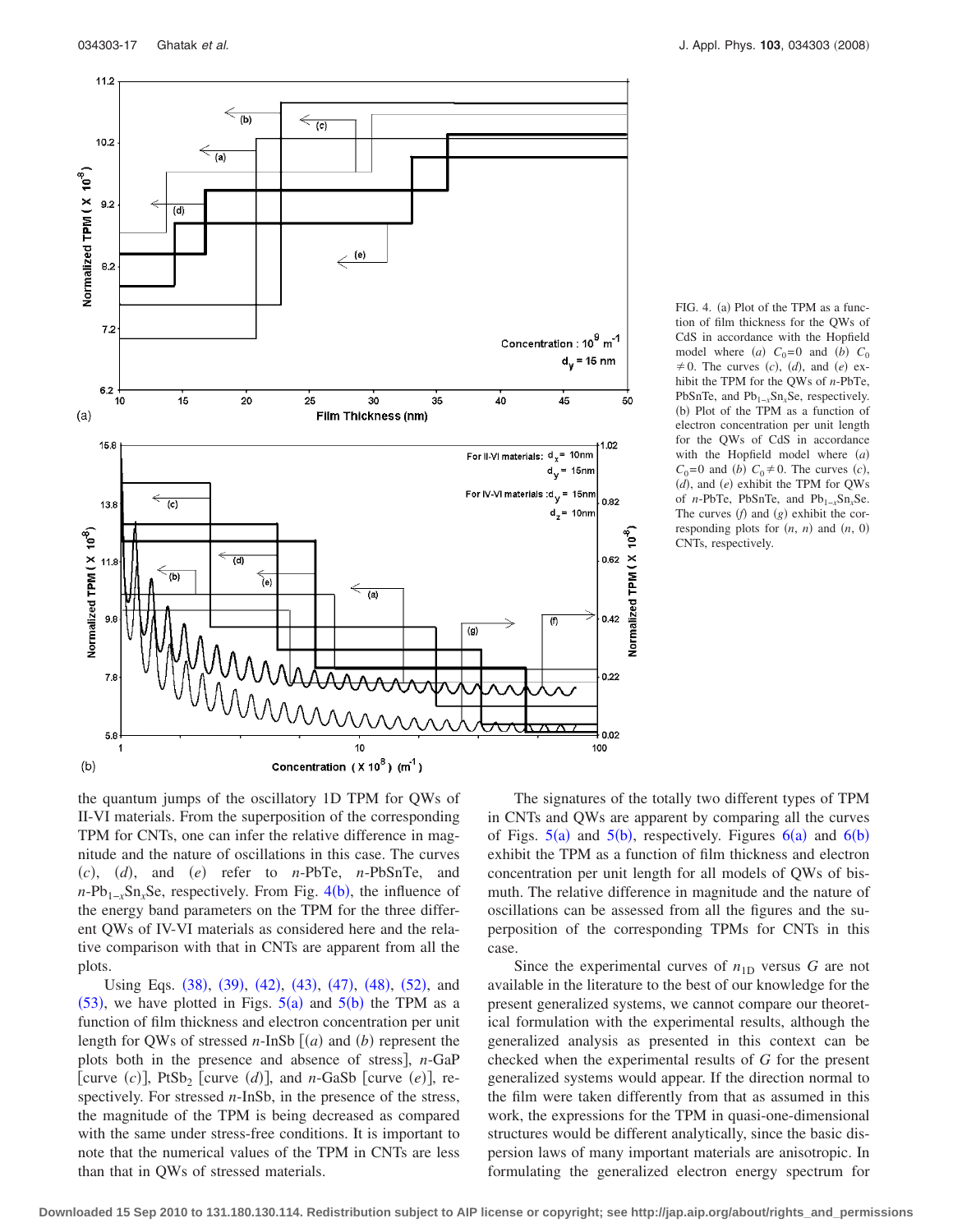FIG. 4. (a) Plot of the TPM as a function of film thickness for the QWs of CdS in accordance with the Hopfield model where (*a*) $C_0=0$ and (*b*) $C_0 \neq 0$. The curves (*c*), (*d*), and (*e*) exhibit the TPM for the QWs of *n*-PbTe, PbSnTe, and $Pb_{1-x}Sn_xSe$, respectively. (b) Plot of the TPM as a function of electron concentration per unit length for the QWs of CdS in accordance with the Hopfield model where (*a*) $C_0=0$ and (*b*) $C_0 \neq 0$. The curves (*c*), (*d*), and (*e*) exhibit the TPM for QWs of *n*-PbTe, PbSnTe, and $Pb_{1-x}Sn_xSe$. The curves (*f*) and (*g*) exhibit the corresponding plots for (*n*, *n*) and (*n*, 0) CNTs, respectively.

the quantum jumps of the oscillatory 1D TPM for QWs of II-VI materials. From the superposition of the corresponding TPM for CNTs, one can infer the relative difference in magnitude and the nature of oscillations in this case. The curves (*c*), (*d*), and (*e*) refer to *n*-PbTe, *n*-PbSnTe, and *n*-$Pb_{1-x}Sn_xSe$, respectively. From Fig. 4(b), the influence of the energy band parameters on the TPM for the three different QWs of IV-VI materials as considered here and the relative comparison with that in CNTs are apparent from all the plots.

Using Eqs. (38), (39), (42), (43), (47), (48), (52), and (53), we have plotted in Figs. 5(a) and 5(b) the TPM as a function of film thickness and electron concentration per unit length for QWs of stressed *n*-InSb [(*a*) and (*b*) represent the plots both in the presence and absence of stress], *n*-GaP [curve (*c*)], $PtSb_2$ [curve (*d*)], and *n*-GaSb [curve (*e*)], respectively. For stressed *n*-InSb, in the presence of the stress, the magnitude of the TPM is being decreased as compared with the same under stress-free conditions. It is important to note that the numerical values of the TPM in CNTs are less than that in QWs of stressed materials.

The signatures of the totally two different types of TPM in CNTs and QWs are apparent by comparing all the curves of Figs. 5(a) and 5(b), respectively. Figures 6(a) and 6(b) exhibit the TPM as a function of film thickness and electron concentration per unit length for all models of QWs of bismuth. The relative difference in magnitude and the nature of oscillations can be assessed from all the figures and the superposition of the corresponding TPMs for CNTs in this case.

Since the experimental curves of $n_{1D}$ versus $G$ are not available in the literature to the best of our knowledge for the present generalized systems, we cannot compare our theoretical formulation with the experimental results, although the generalized analysis as presented in this context can be checked when the experimental results of $G$ for the present generalized systems would appear. If the direction normal to the film were taken differently from that as assumed in this work, the expressions for the TPM in quasi-one-dimensional structures would be different analytically, since the basic dispersion laws of many important materials are anisotropic. In formulating the generalized electron energy spectrum for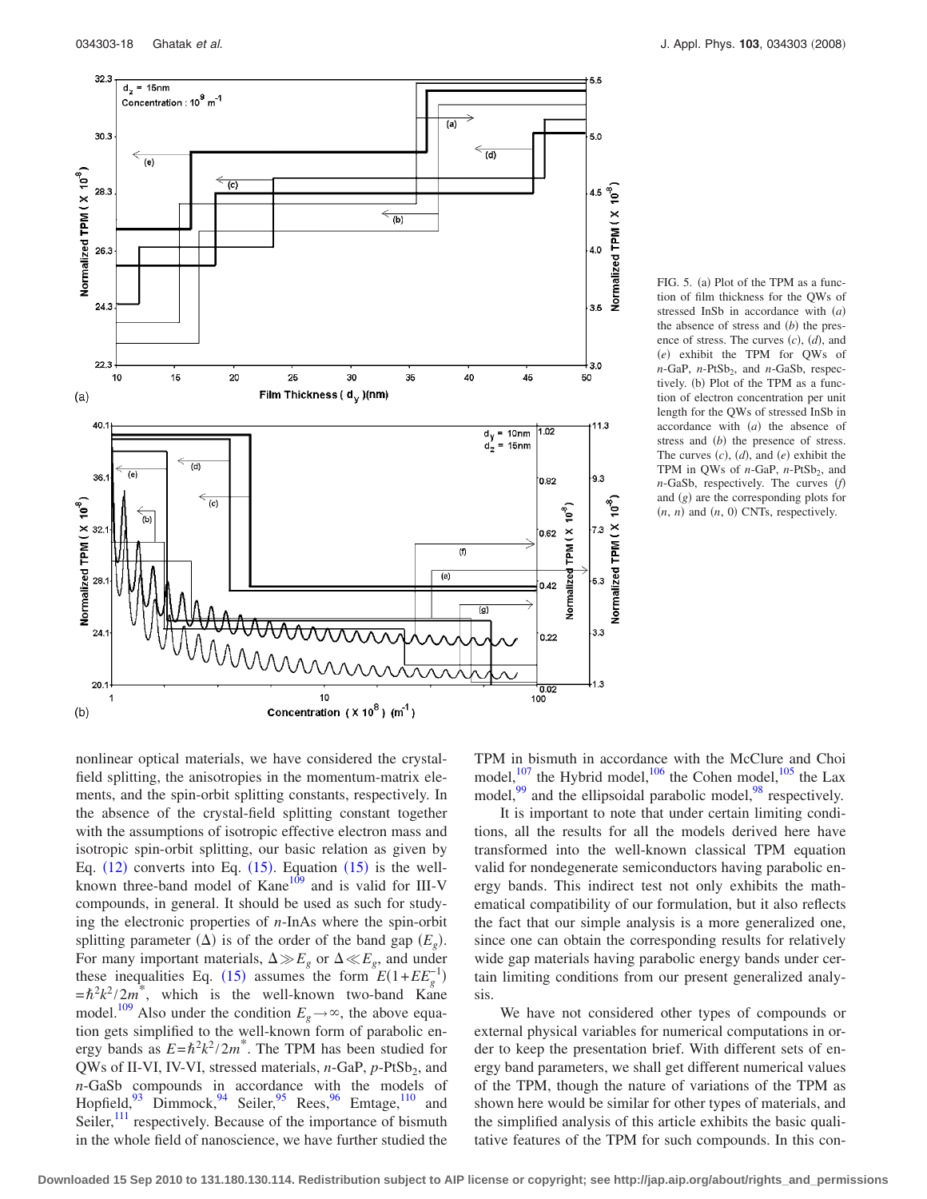FIG. 5. (a) Plot of the TPM as a function of film thickness for the QWs of stressed InSb in accordance with (*a*) the absence of stress and (*b*) the presence of stress. The curves (*c*), (*d*), and (*e*) exhibit the TPM for QWs of *n*-GaP, *n*-PtSb$_2$, and *n*-GaSb, respectively. (b) Plot of the TPM as a function of electron concentration per unit length for the QWs of stressed InSb in accordance with (*a*) the absence of stress and (*b*) the presence of stress. The curves (*c*), (*d*), and (*e*) exhibit the TPM in QWs of *n*-GaP, *n*-PtSb$_2$, and *n*-GaSb, respectively. The curves (*f*) and (*g*) are the corresponding plots for ($n$, $n$) and ($n$, 0) CNTs, respectively.

nonlinear optical materials, we have considered the crystal-field splitting, the anisotropies in the momentum-matrix elements, and the spin-orbit splitting constants, respectively. In the absence of the crystal-field splitting constant together with the assumptions of isotropic effective electron mass and isotropic spin-orbit splitting, our basic relation as given by Eq. (12) converts into Eq. (15). Equation (15) is the well-known three-band model of Kane[109] and is valid for III-V compounds, in general. It should be used as such for studying the electronic properties of *n*-InAs where the spin-orbit splitting parameter ($\Delta$) is of the order of the band gap ($E_g$). For many important materials, $\Delta \gg E_g$ or $\Delta \ll E_g$, and under these inequalities Eq. (15) assumes the form $E(1+EE_g^{-1}) = \hbar^2k^2/2m^*$, which is the well-known two-band Kane model.[109] Also under the condition $E_g \to \infty$, the above equation gets simplified to the well-known form of parabolic energy bands as $E=\hbar^2k^2/2m^*$. The TPM has been studied for QWs of II-VI, IV-VI, stressed materials, *n*-GaP, *p*-PtSb$_2$, and *n*-GaSb compounds in accordance with the models of Hopfield,[93] Dimmock,[94] Seiler,[95] Rees,[96] Emtage,[110] and Seiler,[111] respectively. Because of the importance of bismuth in the whole field of nanoscience, we have further studied the TPM in bismuth in accordance with the McClure and Choi model,[107] the Hybrid model,[106] the Cohen model,[105] the Lax model,[99] and the ellipsoidal parabolic model,[98] respectively.

It is important to note that under certain limiting conditions, all the results for all the models derived here have transformed into the well-known classical TPM equation valid for nondegenerate semiconductors having parabolic energy bands. This indirect test not only exhibits the mathematical compatibility of our formulation, but it also reflects the fact that our simple analysis is a more generalized one, since one can obtain the corresponding results for relatively wide gap materials having parabolic energy bands under certain limiting conditions from our present generalized analysis.

We have not considered other types of compounds or external physical variables for numerical computations in order to keep the presentation brief. With different sets of energy band parameters, we shall get different numerical values of the TPM, though the nature of variations of the TPM as shown here would be similar for other types of materials, and the simplified analysis of this article exhibits the basic qualitative features of the TPM for such compounds. In this con-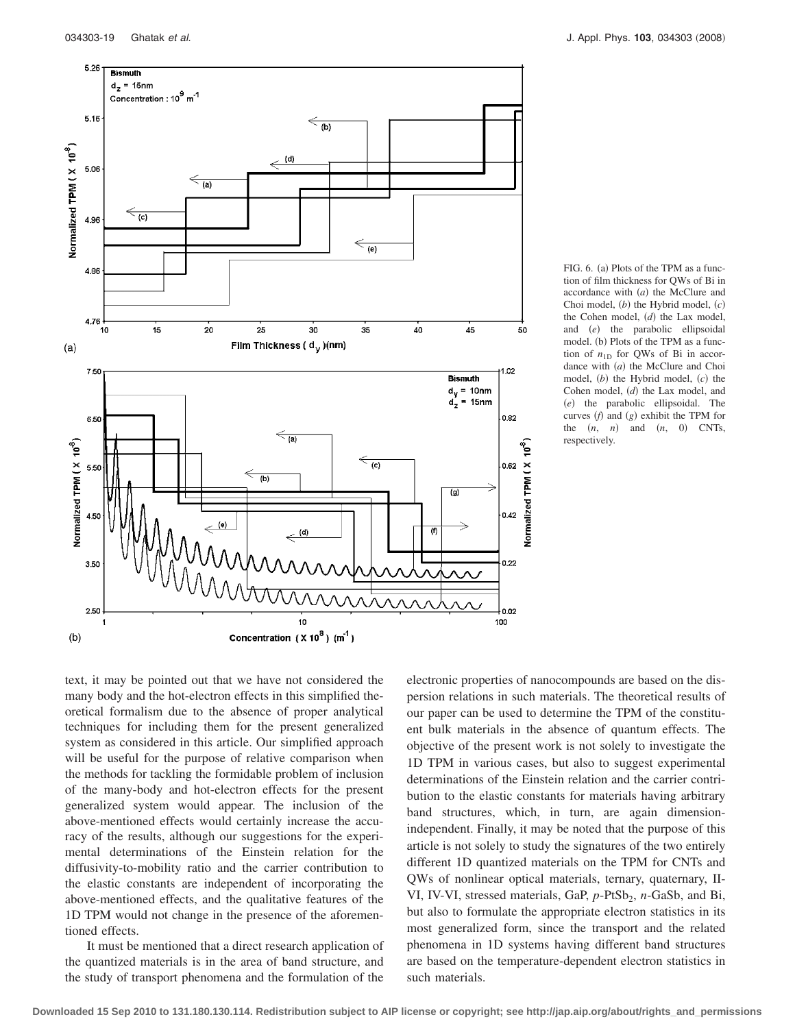FIG. 6. (a) Plots of the TPM as a function of film thickness for QWs of Bi in accordance with (*a*) the McClure and Choi model, (*b*) the Hybrid model, (*c*) the Cohen model, (*d*) the Lax model, and (*e*) the parabolic ellipsoidal model. (b) Plots of the TPM as a function of $n_{1D}$ for QWs of Bi in accordance with (*a*) the McClure and Choi model, (*b*) the Hybrid model, (*c*) the Cohen model, (*d*) the Lax model, and (*e*) the parabolic ellipsoidal. The curves (*f*) and (*g*) exhibit the TPM for the (*n*, *n*) and (*n*, 0) CNTs, respectively.

text, it may be pointed out that we have not considered the many body and the hot-electron effects in this simplified theoretical formalism due to the absence of proper analytical techniques for including them for the present generalized system as considered in this article. Our simplified approach will be useful for the purpose of relative comparison when the methods for tackling the formidable problem of inclusion of the many-body and hot-electron effects for the present generalized system would appear. The inclusion of the above-mentioned effects would certainly increase the accuracy of the results, although our suggestions for the experimental determinations of the Einstein relation for the diffusivity-to-mobility ratio and the carrier contribution to the elastic constants are independent of incorporating the above-mentioned effects, and the qualitative features of the 1D TPM would not change in the presence of the aforementioned effects.

It must be mentioned that a direct research application of the quantized materials is in the area of band structure, and the study of transport phenomena and the formulation of the electronic properties of nanocompounds are based on the dispersion relations in such materials. The theoretical results of our paper can be used to determine the TPM of the constituent bulk materials in the absence of quantum effects. The objective of the present work is not solely to investigate the 1D TPM in various cases, but also to suggest experimental determinations of the Einstein relation and the carrier contribution to the elastic constants for materials having arbitrary band structures, which, in turn, are again dimension-independent. Finally, it may be noted that the purpose of this article is not solely to study the signatures of the two entirely different 1D quantized materials on the TPM for CNTs and QWs of nonlinear optical materials, ternary, quaternary, II-VI, IV-VI, stressed materials, GaP, *p*-$PtSb_2$, *n*-GaSb, and Bi, but also to formulate the appropriate electron statistics in its most generalized form, since the transport and the related phenomena in 1D systems having different band structures are based on the temperature-dependent electron statistics in such materials.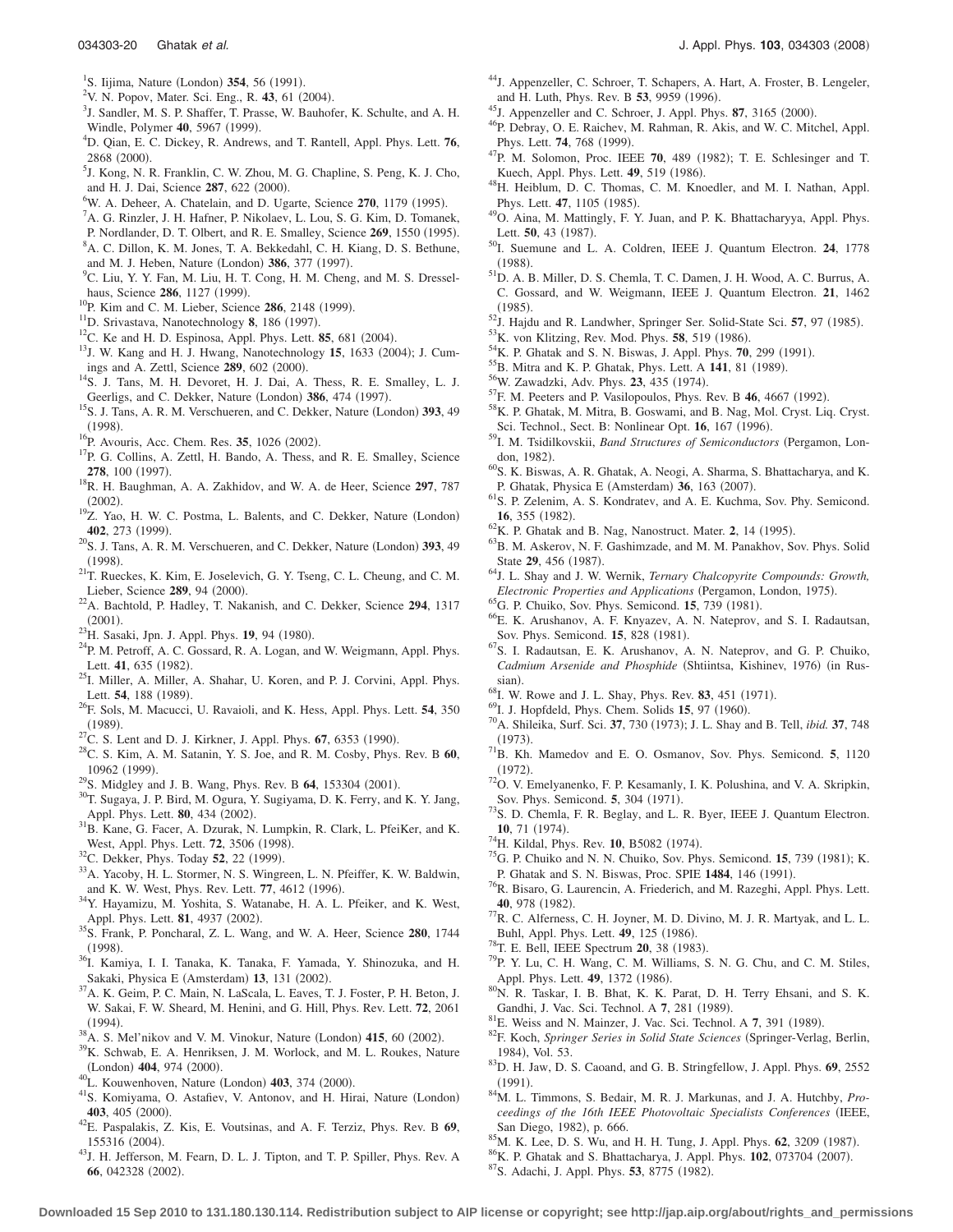[1] S. Iijima, Nature (London) **354**, 56 (1991).

[2] V. N. Popov, Mater. Sci. Eng., R. **43**, 61 (2004).

[3] J. Sandler, M. S. P. Shaffer, T. Prasse, W. Bauhofer, K. Schulte, and A. H. Windle, Polymer **40**, 5967 (1999).

[4] D. Qian, E. C. Dickey, R. Andrews, and T. Rantell, Appl. Phys. Lett. **76**, 2868 (2000).

[5] J. Kong, N. R. Franklin, C. W. Zhou, M. G. Chapline, S. Peng, K. J. Cho, and H. J. Dai, Science **287**, 622 (2000).

[6] W. A. Deheer, A. Chatelain, and D. Ugarte, Science **270**, 1179 (1995).

[7] A. G. Rinzler, J. H. Hafner, P. Nikolaev, L. Lou, S. G. Kim, D. Tomanek, P. Nordlander, D. T. Olbert, and R. E. Smalley, Science **269**, 1550 (1995).

[8] A. C. Dillon, K. M. Jones, T. A. Bekkedahl, C. H. Kiang, D. S. Bethune, and M. J. Heben, Nature (London) **386**, 377 (1997).

[9] C. Liu, Y. Y. Fan, M. Liu, H. T. Cong, H. M. Cheng, and M. S. Dresselhaus, Science **286**, 1127 (1999).

[10] P. Kim and C. M. Lieber, Science **286**, 2148 (1999).

[11] D. Srivastava, Nanotechnology **8**, 186 (1997).

[12] C. Ke and H. D. Espinosa, Appl. Phys. Lett. **85**, 681 (2004).

[13] J. W. Kang and H. J. Hwang, Nanotechnology **15**, 1633 (2004); J. Cumings and A. Zettl, Science **289**, 602 (2000).

[14] S. J. Tans, M. H. Devoret, H. J. Dai, A. Thess, R. E. Smalley, L. J. Geerligs, and C. Dekker, Nature (London) **386**, 474 (1997).

[15] S. J. Tans, A. R. M. Verschueren, and C. Dekker, Nature (London) **393**, 49 (1998).

[16] P. Avouris, Acc. Chem. Res. **35**, 1026 (2002).

[17] P. G. Collins, A. Zettl, H. Bando, A. Thess, and R. E. Smalley, Science **278**, 100 (1997).

[18] R. H. Baughman, A. A. Zakhidov, and W. A. de Heer, Science **297**, 787 (2002).

[19] Z. Yao, H. W. C. Postma, L. Balents, and C. Dekker, Nature (London) **402**, 273 (1999).

[20] S. J. Tans, A. R. M. Verschueren, and C. Dekker, Nature (London) **393**, 49 (1998).

[21] T. Rueckes, K. Kim, E. Joselevich, G. Y. Tseng, C. L. Cheung, and C. M. Lieber, Science **289**, 94 (2000).

[22] A. Bachtold, P. Hadley, T. Nakanish, and C. Dekker, Science **294**, 1317 (2001).

[23] H. Sasaki, Jpn. J. Appl. Phys. **19**, 94 (1980).

[24] P. M. Petroff, A. C. Gossard, R. A. Logan, and W. Weigmann, Appl. Phys. Lett. **41**, 635 (1982).

[25] I. Miller, A. Miller, A. Shahar, U. Koren, and P. J. Corvini, Appl. Phys. Lett. **54**, 188 (1989).

[26] F. Sols, M. Macucci, U. Ravaioli, and K. Hess, Appl. Phys. Lett. **54**, 350 (1989).

[27] C. S. Lent and D. J. Kirkner, J. Appl. Phys. **67**, 6353 (1990).

[28] C. S. Kim, A. M. Satanin, Y. S. Joe, and R. M. Cosby, Phys. Rev. B **60**, 10962 (1999).

[29] S. Midgley and J. B. Wang, Phys. Rev. B **64**, 153304 (2001).

[30] T. Sugaya, J. P. Bird, M. Ogura, Y. Sugiyama, D. K. Ferry, and K. Y. Jang, Appl. Phys. Lett. **80**, 434 (2002).

[31] B. Kane, G. Facer, A. Dzurak, N. Lumpkin, R. Clark, L. PfeiKer, and K. West, Appl. Phys. Lett. **72**, 3506 (1998).

[32] C. Dekker, Phys. Today **52**, 22 (1999).

[33] A. Yacoby, H. L. Stormer, N. S. Wingreen, L. N. Pfeiffer, K. W. Baldwin, and K. W. West, Phys. Rev. Lett. **77**, 4612 (1996).

[34] Y. Hayamizu, M. Yoshita, S. Watanabe, H. A. L. Pfeiker, and K. West, Appl. Phys. Lett. **81**, 4937 (2002).

[35] S. Frank, P. Poncharal, Z. L. Wang, and W. A. Heer, Science **280**, 1744 (1998).

[36] I. Kamiya, I. I. Tanaka, K. Tanaka, F. Yamada, Y. Shinozuka, and H. Sakaki, Physica E (Amsterdam) **13**, 131 (2002).

[37] A. K. Geim, P. C. Main, N. LaScala, L. Eaves, T. J. Foster, P. H. Beton, J. W. Sakai, F. W. Sheard, M. Henini, and G. Hill, Phys. Rev. Lett. **72**, 2061 (1994).

[38] A. S. Mel'nikov and V. M. Vinokur, Nature (London) **415**, 60 (2002).

[39] K. Schwab, E. A. Henriksen, J. M. Worlock, and M. L. Roukes, Nature (London) **404**, 974 (2000).

[40] L. Kouwenhoven, Nature (London) **403**, 374 (2000).

[41] S. Komiyama, O. Astafiev, V. Antonov, and H. Hirai, Nature (London) **403**, 405 (2000).

[42] E. Paspalakis, Z. Kis, E. Voutsinas, and A. F. Terziz, Phys. Rev. B **69**, 155316 (2004).

[43] J. H. Jefferson, M. Fearn, D. L. J. Tipton, and T. P. Spiller, Phys. Rev. A **66**, 042328 (2002).

[44] J. Appenzeller, C. Schroer, T. Schapers, A. Hart, A. Froster, B. Lengeler, and H. Luth, Phys. Rev. B **53**, 9959 (1996).

[45] J. Appenzeller and C. Schroer, J. Appl. Phys. **87**, 3165 (2000).

[46] P. Debray, O. E. Raichev, M. Rahman, R. Akis, and W. C. Mitchel, Appl. Phys. Lett. **74**, 768 (1999).

[47] P. M. Solomon, Proc. IEEE **70**, 489 (1982); T. E. Schlesinger and T. Kuech, Appl. Phys. Lett. **49**, 519 (1986).

[48] H. Heiblum, D. C. Thomas, C. M. Knoedler, and M. I. Nathan, Appl. Phys. Lett. **47**, 1105 (1985).

[49] O. Aina, M. Mattingly, F. Y. Juan, and P. K. Bhattacharyya, Appl. Phys. Lett. **50**, 43 (1987).

[50] I. Suemune and L. A. Coldren, IEEE J. Quantum Electron. **24**, 1778 (1988).

[51] D. A. B. Miller, D. S. Chemla, T. C. Damen, J. H. Wood, A. C. Burrus, A. C. Gossard, and W. Weigmann, IEEE J. Quantum Electron. **21**, 1462 (1985).

[52] J. Hajdu and R. Landwher, Springer Ser. Solid-State Sci. **57**, 97 (1985).

[53] K. von Klitzing, Rev. Mod. Phys. **58**, 519 (1986).

[54] K. P. Ghatak and S. N. Biswas, J. Appl. Phys. **70**, 299 (1991).

[55] B. Mitra and K. P. Ghatak, Phys. Lett. A **141**, 81 (1989).

[56] W. Zawadzki, Adv. Phys. **23**, 435 (1974).

[57] F. M. Peeters and P. Vasilopoulos, Phys. Rev. B **46**, 4667 (1992).

[58] K. P. Ghatak, M. Mitra, B. Goswami, and B. Nag, Mol. Cryst. Liq. Cryst. Sci. Technol., Sect. B: Nonlinear Opt. **16**, 167 (1996).

[59] I. M. Tsidilkovskii, *Band Structures of Semiconductors* (Pergamon, London, 1982).

[60] S. K. Biswas, A. R. Ghatak, A. Neogi, A. Sharma, S. Bhattacharya, and K. P. Ghatak, Physica E (Amsterdam) **36**, 163 (2007).

[61] S. P. Zelenim, A. S. Kondratev, and A. E. Kuchma, Sov. Phy. Semicond. **16**, 355 (1982).

[62] K. P. Ghatak and B. Nag, Nanostruct. Mater. **2**, 14 (1995).

[63] B. M. Askerov, N. F. Gashimzade, and M. M. Panakhov, Sov. Phys. Solid State **29**, 456 (1987).

[64] J. L. Shay and J. W. Wernik, *Ternary Chalcopyrite Compounds: Growth, Electronic Properties and Applications* (Pergamon, London, 1975).

[65] G. P. Chuiko, Sov. Phys. Semicond. **15**, 739 (1981).

[66] E. K. Arushanov, A. F. Knyazev, A. N. Nateprov, and S. I. Radautsan, Sov. Phys. Semicond. **15**, 828 (1981).

[67] S. I. Radautsan, E. K. Arushanov, A. N. Nateprov, and G. P. Chuiko, *Cadmium Arsenide and Phosphide* (Shtiintsa, Kishinev, 1976) (in Russian).

[68] I. W. Rowe and J. L. Shay, Phys. Rev. **83**, 451 (1971).

[69] I. J. Hopfdeld, Phys. Chem. Solids **15**, 97 (1960).

[70] A. Shileika, Surf. Sci. **37**, 730 (1973); J. L. Shay and B. Tell, *ibid.* **37**, 748 (1973).

[71] B. Kh. Mamedov and E. O. Osmanov, Sov. Phys. Semicond. **5**, 1120 (1972).

[72] O. V. Emelyanenko, F. P. Kesamanly, I. K. Polushina, and V. A. Skripkin, Sov. Phys. Semicond. **5**, 304 (1971).

[73] S. D. Chemla, F. R. Beglay, and L. R. Byer, IEEE J. Quantum Electron. **10**, 71 (1974).

[74] H. Kildal, Phys. Rev. **10**, B5082 (1974).

[75] G. P. Chuiko and N. N. Chuiko, Sov. Phys. Semicond. **15**, 739 (1981); K. P. Ghatak and S. N. Biswas, Proc. SPIE **1484**, 146 (1991).

[76] R. Bisaro, G. Laurencin, A. Friederich, and M. Razeghi, Appl. Phys. Lett. **40**, 978 (1982).

[77] R. C. Alferness, C. H. Joyner, M. D. Divino, M. J. R. Martyak, and L. L. Buhl, Appl. Phys. Lett. **49**, 125 (1986).

[78] T. E. Bell, IEEE Spectrum **20**, 38 (1983).

[79] P. Y. Lu, C. H. Wang, C. M. Williams, S. N. G. Chu, and C. M. Stiles, Appl. Phys. Lett. **49**, 1372 (1986).

[80] N. R. Taskar, I. B. Bhat, K. K. Parat, D. H. Terry Ehsani, and S. K. Gandhi, J. Vac. Sci. Technol. A **7**, 281 (1989).

[81] E. Weiss and N. Mainzer, J. Vac. Sci. Technol. A **7**, 391 (1989).

[82] F. Koch, *Springer Series in Solid State Sciences* (Springer-Verlag, Berlin, 1984), Vol. 53.

[83] D. H. Jaw, D. S. Caoand, and G. B. Stringfellow, J. Appl. Phys. **69**, 2552 (1991).

[84] M. L. Timmons, S. Bedair, M. R. J. Markunas, and J. A. Hutchby, *Proceedings of the 16th IEEE Photovoltaic Specialists Conferences* (IEEE, San Diego, 1982), p. 666.

[85] M. K. Lee, D. S. Wu, and H. H. Tung, J. Appl. Phys. **62**, 3209 (1987).

[86] K. P. Ghatak and S. Bhattacharya, J. Appl. Phys. **102**, 073704 (2007).

[87] S. Adachi, J. Appl. Phys. **53**, 8775 (1982).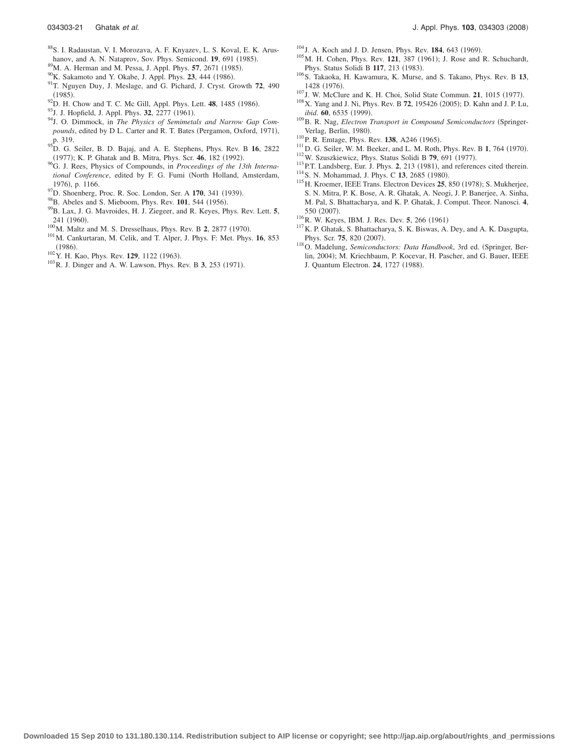[88] S. I. Radaustan, V. I. Morozava, A. F. Knyazev, L. S. Koval, E. K. Arushanov, and A. N. Nataprov, Sov. Phys. Semicond. **19**, 691 (1985).

[89] M. A. Herman and M. Pessa, J. Appl. Phys. **57**, 2671 (1985).

[90] K. Sakamoto and Y. Okabe, J. Appl. Phys. **23**, 444 (1986).

[91] T. Nguyen Duy, J. Meslage, and G. Pichard, J. Cryst. Growth **72**, 490 (1985).

[92] D. H. Chow and T. C. Mc Gill, Appl. Phys. Lett. **48**, 1485 (1986).

[93] J. J. Hopfield, J. Appl. Phys. **32**, 2277 (1961).

[94] J. O. Dimmock, in *The Physics of Semimetals and Narrow Gap Compounds*, edited by D L. Carter and R. T. Bates (Pergamon, Oxford, 1971), p. 319.

[95] D. G. Seiler, B. D. Bajaj, and A. E. Stephens, Phys. Rev. B **16**, 2822 (1977); K. P. Ghatak and B. Mitra, Phys. Scr. **46**, 182 (1992).

[96] G. J. Rees, Physics of Compounds, in *Proceedings of the 13th International Conference*, edited by F. G. Fumi (North Holland, Amsterdam, 1976), p. 1166.

[97] D. Shoenberg, Proc. R. Soc. London, Ser. A **170**, 341 (1939).

[98] B. Abeles and S. Mieboom, Phys. Rev. **101**, 544 (1956).

[99] B. Lax, J. G. Mavroides, H. J. Ziegeer, and R. Keyes, Phys. Rev. Lett. **5**, 241 (1960).

[100] M. Maltz and M. S. Dresselhaus, Phys. Rev. B **2**, 2877 (1970).

[101] M. Cankurtaran, M. Celik, and T. Alper, J. Phys. F: Met. Phys. **16**, 853 (1986).

[102] Y. H. Kao, Phys. Rev. **129**, 1122 (1963).

[103] R. J. Dinger and A. W. Lawson, Phys. Rev. B **3**, 253 (1971).

[104] J. A. Koch and J. D. Jensen, Phys. Rev. **184**, 643 (1969).

[105] M. H. Cohen, Phys. Rev. **121**, 387 (1961); J. Rose and R. Schuchardt, Phys. Status Solidi B **117**, 213 (1983).

[106] S. Takaoka, H. Kawamura, K. Murse, and S. Takano, Phys. Rev. B **13**, 1428 (1976).

[107] J. W. McClure and K. H. Choi, Solid State Commun. **21**, 1015 (1977).

[108] X. Yang and J. Ni, Phys. Rev. B **72**, 195426 (2005); D. Kahn and J. P. Lu, *ibid.* **60**, 6535 (1999).

[109] B. R. Nag, *Electron Transport in Compound Semiconductors* (Springer-Verlag, Berlin, 1980).

[110] P. R. Emtage, Phys. Rev. **138**, A246 (1965).

[111] D. G. Seiler, W. M. Beeker, and L. M. Roth, Phys. Rev. B **1**, 764 (1970).

[112] W. Szuszkiewicz, Phys. Status Solidi B **79**, 691 (1977).

[113] P.T. Landsberg, Eur. J. Phys. **2**, 213 (1981), and references cited therein.

[114] S. N. Mohammad, J. Phys. C **13**, 2685 (1980).

[115] H. Kroemer, IEEE Trans. Electron Devices **25**, 850 (1978); S. Mukherjee, S. N. Mitra, P. K. Bose, A. R. Ghatak, A. Neogi, J. P. Banerjee, A. Sinha, M. Pal, S. Bhattacharya, and K. P. Ghatak, J. Comput. Theor. Nanosci. **4**, 550 (2007).

[116] R. W. Keyes, IBM. J. Res. Dev. **5**, 266 (1961)

[117] K. P. Ghatak, S. Bhattacharya, S. K. Biswas, A. Dey, and A. K. Dasgupta, Phys. Scr. **75**, 820 (2007).

[118] O. Madelung, *Semiconductors: Data Handbook*, 3rd ed. (Springer, Berlin, 2004); M. Kriechbaum, P. Kocevar, H. Pascher, and G. Bauer, IEEE J. Quantum Electron. **24**, 1727 (1988).